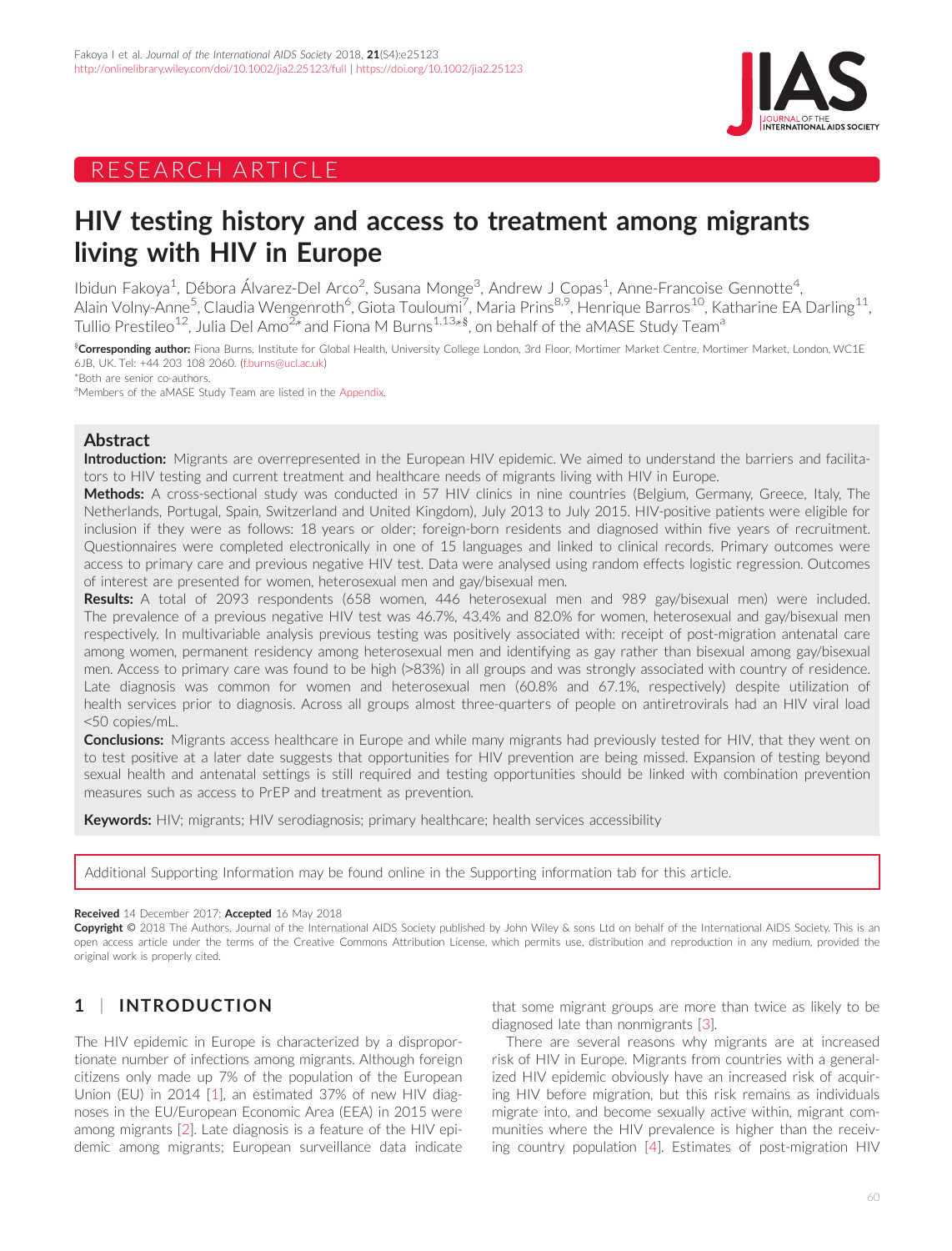RESEARCH ARTICLE

# HIV testing history and access to treatment among migrants living with HIV in Europe

Ibidun Fakoya[1], Débora Álvarez-Del Arco[2], Susana Monge[3], Andrew J Copas[1], Anne-Francoise Gennotte[4], Alain Volny-Anne[5], Claudia Wengenroth[6], Giota Touloumi[7], Maria Prins[8,9], Henrique Barros[10], Katharine EA Darling[11], Tullio Prestileo[12], Julia Del Amo[2,*] and Fiona M Burns[1,13,*,§], on behalf of the aMASE Study Team[a]

[§]**Corresponding author:** Fiona Burns, Institute for Global Health, University College London, 3rd Floor, Mortimer Market Centre, Mortimer Market, London, WC1E 6JB, UK. Tel: +44 203 108 2060. (f.burns@ucl.ac.uk)

[*]Both are senior co-authors.

[a]Members of the aMASE Study Team are listed in the Appendix.

## Abstract

**Introduction:** Migrants are overrepresented in the European HIV epidemic. We aimed to understand the barriers and facilitators to HIV testing and current treatment and healthcare needs of migrants living with HIV in Europe.

**Methods:** A cross-sectional study was conducted in 57 HIV clinics in nine countries (Belgium, Germany, Greece, Italy, The Netherlands, Portugal, Spain, Switzerland and United Kingdom), July 2013 to July 2015. HIV-positive patients were eligible for inclusion if they were as follows: 18 years or older; foreign-born residents and diagnosed within five years of recruitment. Questionnaires were completed electronically in one of 15 languages and linked to clinical records. Primary outcomes were access to primary care and previous negative HIV test. Data were analysed using random effects logistic regression. Outcomes of interest are presented for women, heterosexual men and gay/bisexual men.

**Results:** A total of 2093 respondents (658 women, 446 heterosexual men and 989 gay/bisexual men) were included. The prevalence of a previous negative HIV test was 46.7%, 43.4% and 82.0% for women, heterosexual and gay/bisexual men respectively. In multivariable analysis previous testing was positively associated with: receipt of post-migration antenatal care among women, permanent residency among heterosexual men and identifying as gay rather than bisexual among gay/bisexual men. Access to primary care was found to be high (>83%) in all groups and was strongly associated with country of residence. Late diagnosis was common for women and heterosexual men (60.8% and 67.1%, respectively) despite utilization of health services prior to diagnosis. Across all groups almost three-quarters of people on antiretrovirals had an HIV viral load <50 copies/mL.

**Conclusions:** Migrants access healthcare in Europe and while many migrants had previously tested for HIV, that they went on to test positive at a later date suggests that opportunities for HIV prevention are being missed. Expansion of testing beyond sexual health and antenatal settings is still required and testing opportunities should be linked with combination prevention measures such as access to PrEP and treatment as prevention.

**Keywords:** HIV; migrants; HIV serodiagnosis; primary healthcare; health services accessibility

Additional Supporting Information may be found online in the Supporting information tab for this article.

**Received** 14 December 2017; **Accepted** 16 May 2018

**Copyright ©** 2018 The Authors. Journal of the International AIDS Society published by John Wiley & sons Ltd on behalf of the International AIDS Society. This is an open access article under the terms of the Creative Commons Attribution License, which permits use, distribution and reproduction in any medium, provided the original work is properly cited.

## 1 | INTRODUCTION

The HIV epidemic in Europe is characterized by a disproportionate number of infections among migrants. Although foreign citizens only made up 7% of the population of the European Union (EU) in 2014 [1], an estimated 37% of new HIV diagnoses in the EU/European Economic Area (EEA) in 2015 were among migrants [2]. Late diagnosis is a feature of the HIV epidemic among migrants; European surveillance data indicate that some migrant groups are more than twice as likely to be diagnosed late than nonmigrants [3].

There are several reasons why migrants are at increased risk of HIV in Europe. Migrants from countries with a generalized HIV epidemic obviously have an increased risk of acquiring HIV before migration, but this risk remains as individuals migrate into, and become sexually active within, migrant communities where the HIV prevalence is higher than the receiving country population [4]. Estimates of post-migration HIV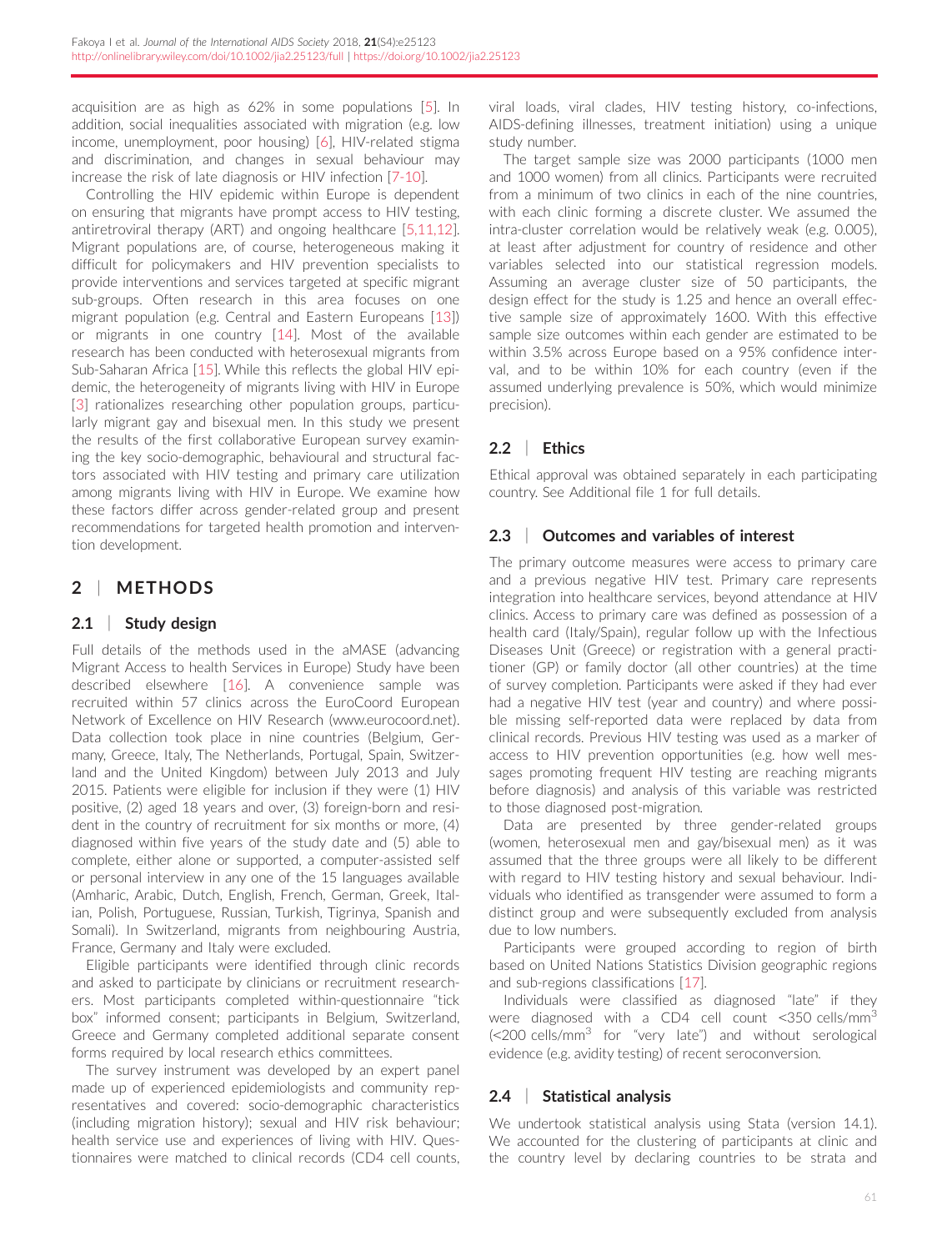acquisition are as high as 62% in some populations [5]. In addition, social inequalities associated with migration (e.g. low income, unemployment, poor housing) [6], HIV-related stigma and discrimination, and changes in sexual behaviour may increase the risk of late diagnosis or HIV infection [7-10].

Controlling the HIV epidemic within Europe is dependent on ensuring that migrants have prompt access to HIV testing, antiretroviral therapy (ART) and ongoing healthcare [5,11,12]. Migrant populations are, of course, heterogeneous making it difficult for policymakers and HIV prevention specialists to provide interventions and services targeted at specific migrant sub-groups. Often research in this area focuses on one migrant population (e.g. Central and Eastern Europeans [13]) or migrants in one country [14]. Most of the available research has been conducted with heterosexual migrants from Sub-Saharan Africa [15]. While this reflects the global HIV epidemic, the heterogeneity of migrants living with HIV in Europe [3] rationalizes researching other population groups, particularly migrant gay and bisexual men. In this study we present the results of the first collaborative European survey examining the key socio-demographic, behavioural and structural factors associated with HIV testing and primary care utilization among migrants living with HIV in Europe. We examine how these factors differ across gender-related group and present recommendations for targeted health promotion and intervention development.

## 2 | METHODS

### 2.1 | Study design

Full details of the methods used in the aMASE (advancing Migrant Access to health Services in Europe) Study have been described elsewhere [16]. A convenience sample was recruited within 57 clinics across the EuroCoord European Network of Excellence on HIV Research (www.eurocoord.net). Data collection took place in nine countries (Belgium, Germany, Greece, Italy, The Netherlands, Portugal, Spain, Switzerland and the United Kingdom) between July 2013 and July 2015. Patients were eligible for inclusion if they were (1) HIV positive, (2) aged 18 years and over, (3) foreign-born and resident in the country of recruitment for six months or more, (4) diagnosed within five years of the study date and (5) able to complete, either alone or supported, a computer-assisted self or personal interview in any one of the 15 languages available (Amharic, Arabic, Dutch, English, French, German, Greek, Italian, Polish, Portuguese, Russian, Turkish, Tigrinya, Spanish and Somali). In Switzerland, migrants from neighbouring Austria, France, Germany and Italy were excluded.

Eligible participants were identified through clinic records and asked to participate by clinicians or recruitment researchers. Most participants completed within-questionnaire "tick box" informed consent; participants in Belgium, Switzerland, Greece and Germany completed additional separate consent forms required by local research ethics committees.

The survey instrument was developed by an expert panel made up of experienced epidemiologists and community representatives and covered: socio-demographic characteristics (including migration history); sexual and HIV risk behaviour; health service use and experiences of living with HIV. Questionnaires were matched to clinical records (CD4 cell counts, viral loads, viral clades, HIV testing history, co-infections, AIDS-defining illnesses, treatment initiation) using a unique study number.

The target sample size was 2000 participants (1000 men and 1000 women) from all clinics. Participants were recruited from a minimum of two clinics in each of the nine countries, with each clinic forming a discrete cluster. We assumed the intra-cluster correlation would be relatively weak (e.g. 0.005), at least after adjustment for country of residence and other variables selected into our statistical regression models. Assuming an average cluster size of 50 participants, the design effect for the study is 1.25 and hence an overall effective sample size of approximately 1600. With this effective sample size outcomes within each gender are estimated to be within 3.5% across Europe based on a 95% confidence interval, and to be within 10% for each country (even if the assumed underlying prevalence is 50%, which would minimize precision).

### 2.2 | Ethics

Ethical approval was obtained separately in each participating country. See Additional file 1 for full details.

### 2.3 | Outcomes and variables of interest

The primary outcome measures were access to primary care and a previous negative HIV test. Primary care represents integration into healthcare services, beyond attendance at HIV clinics. Access to primary care was defined as possession of a health card (Italy/Spain), regular follow up with the Infectious Diseases Unit (Greece) or registration with a general practitioner (GP) or family doctor (all other countries) at the time of survey completion. Participants were asked if they had ever had a negative HIV test (year and country) and where possible missing self-reported data were replaced by data from clinical records. Previous HIV testing was used as a marker of access to HIV prevention opportunities (e.g. how well messages promoting frequent HIV testing are reaching migrants before diagnosis) and analysis of this variable was restricted to those diagnosed post-migration.

Data are presented by three gender-related groups (women, heterosexual men and gay/bisexual men) as it was assumed that the three groups were all likely to be different with regard to HIV testing history and sexual behaviour. Individuals who identified as transgender were assumed to form a distinct group and were subsequently excluded from analysis due to low numbers.

Participants were grouped according to region of birth based on United Nations Statistics Division geographic regions and sub-regions classifications [17].

Individuals were classified as diagnosed "late" if they were diagnosed with a CD4 cell count <350 cells/mm$^3$ (<200 cells/mm$^3$ for "very late") and without serological evidence (e.g. avidity testing) of recent seroconversion.

### 2.4 | Statistical analysis

We undertook statistical analysis using Stata (version 14.1). We accounted for the clustering of participants at clinic and the country level by declaring countries to be strata and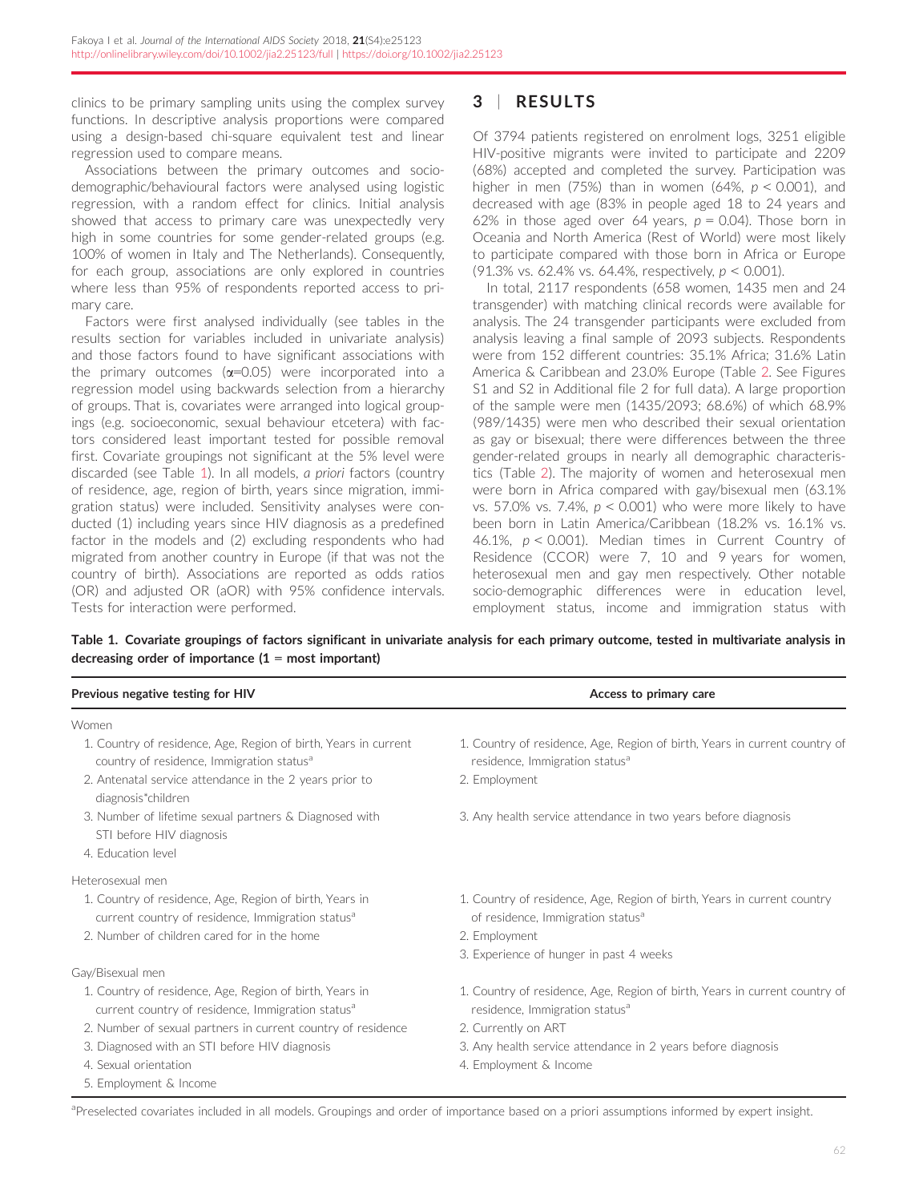clinics to be primary sampling units using the complex survey functions. In descriptive analysis proportions were compared using a design-based chi-square equivalent test and linear regression used to compare means.

Associations between the primary outcomes and socio-demographic/behavioural factors were analysed using logistic regression, with a random effect for clinics. Initial analysis showed that access to primary care was unexpectedly very high in some countries for some gender-related groups (e.g. 100% of women in Italy and The Netherlands). Consequently, for each group, associations are only explored in countries where less than 95% of respondents reported access to primary care.

Factors were first analysed individually (see tables in the results section for variables included in univariate analysis) and those factors found to have significant associations with the primary outcomes ($\alpha$=0.05) were incorporated into a regression model using backwards selection from a hierarchy of groups. That is, covariates were arranged into logical groupings (e.g. socioeconomic, sexual behaviour etcetera) with factors considered least important tested for possible removal first. Covariate groupings not significant at the 5% level were discarded (see Table 1). In all models, *a priori* factors (country of residence, age, region of birth, years since migration, immigration status) were included. Sensitivity analyses were conducted (1) including years since HIV diagnosis as a predefined factor in the models and (2) excluding respondents who had migrated from another country in Europe (if that was not the country of birth). Associations are reported as odds ratios (OR) and adjusted OR (aOR) with 95% confidence intervals. Tests for interaction were performed.

# 3 | RESULTS

Of 3794 patients registered on enrolment logs, 3251 eligible HIV-positive migrants were invited to participate and 2209 (68%) accepted and completed the survey. Participation was higher in men (75%) than in women (64%, $p < 0.001$), and decreased with age (83% in people aged 18 to 24 years and 62% in those aged over 64 years, $p = 0.04$). Those born in Oceania and North America (Rest of World) were most likely to participate compared with those born in Africa or Europe (91.3% vs. 62.4% vs. 64.4%, respectively, $p < 0.001$).

In total, 2117 respondents (658 women, 1435 men and 24 transgender) with matching clinical records were available for analysis. The 24 transgender participants were excluded from analysis leaving a final sample of 2093 subjects. Respondents were from 152 different countries: 35.1% Africa; 31.6% Latin America & Caribbean and 23.0% Europe (Table 2. See Figures S1 and S2 in Additional file 2 for full data). A large proportion of the sample were men (1435/2093; 68.6%) of which 68.9% (989/1435) were men who described their sexual orientation as gay or bisexual; there were differences between the three gender-related groups in nearly all demographic characteristics (Table 2). The majority of women and heterosexual men were born in Africa compared with gay/bisexual men (63.1% vs. 57.0% vs. 7.4%, $p < 0.001$) who were more likely to have been born in Latin America/Caribbean (18.2% vs. 16.1% vs. 46.1%, $p < 0.001$). Median times in Current Country of Residence (CCOR) were 7, 10 and 9 years for women, heterosexual men and gay men respectively. Other notable socio-demographic differences were in education level, employment status, income and immigration status with

**Table 1. Covariate groupings of factors significant in univariate analysis for each primary outcome, tested in multivariate analysis in decreasing order of importance (1 = most important)**

| Previous negative testing for HIV | Access to primary care |
|---|---|
| Women | |
| 1. Country of residence, Age, Region of birth, Years in current country of residence, Immigration status[a] | 1. Country of residence, Age, Region of birth, Years in current country of residence, Immigration status[a] |
| 2. Antenatal service attendance in the 2 years prior to diagnosis*children | 2. Employment |
| 3. Number of lifetime sexual partners & Diagnosed with STI before HIV diagnosis | 3. Any health service attendance in two years before diagnosis |
| 4. Education level | |
| Heterosexual men | |
| 1. Country of residence, Age, Region of birth, Years in current country of residence, Immigration status[a] | 1. Country of residence, Age, Region of birth, Years in current country of residence, Immigration status[a] |
| 2. Number of children cared for in the home | 2. Employment |
| | 3. Experience of hunger in past 4 weeks |
| Gay/Bisexual men | |
| 1. Country of residence, Age, Region of birth, Years in current country of residence, Immigration status[a] | 1. Country of residence, Age, Region of birth, Years in current country of residence, Immigration status[a] |
| 2. Number of sexual partners in current country of residence | 2. Currently on ART |
| 3. Diagnosed with an STI before HIV diagnosis | 3. Any health service attendance in 2 years before diagnosis |
| 4. Sexual orientation | 4. Employment & Income |
| 5. Employment & Income | |

[a]Preselected covariates included in all models. Groupings and order of importance based on a priori assumptions informed by expert insight.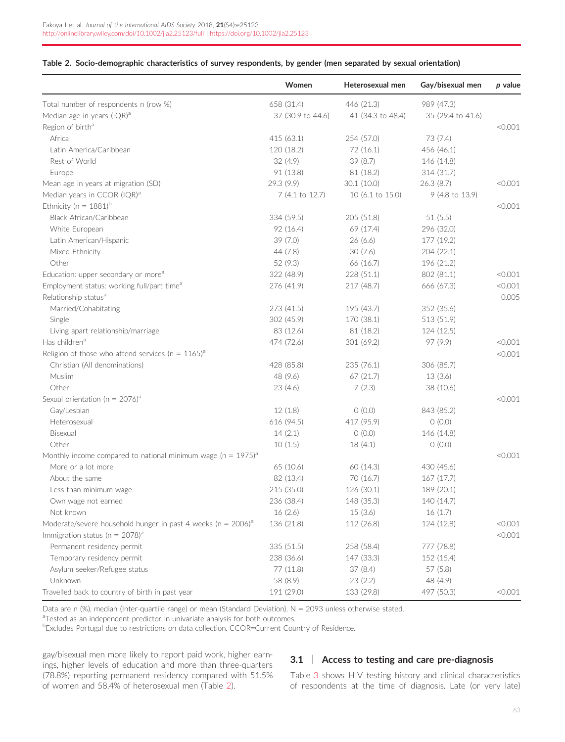**Table 2. Socio-demographic characteristics of survey respondents, by gender (men separated by sexual orientation)**

| | Women | Heterosexual men | Gay/bisexual men | p value |
|---|---|---|---|---|
| Total number of respondents n (row %) | 658 (31.4) | 446 (21.3) | 989 (47.3) | |
| Median age in years (IQR)[a] | 37 (30.9 to 44.6) | 41 (34.3 to 48.4) | 35 (29.4 to 41.6) | |
| Region of birth[a] | | | | <0.001 |
| Africa | 415 (63.1) | 254 (57.0) | 73 (7.4) | |
| Latin America/Caribbean | 120 (18.2) | 72 (16.1) | 456 (46.1) | |
| Rest of World | 32 (4.9) | 39 (8.7) | 146 (14.8) | |
| Europe | 91 (13.8) | 81 (18.2) | 314 (31.7) | |
| Mean age in years at migration (SD) | 29.3 (9.9) | 30.1 (10.0) | 26.3 (8.7) | <0.001 |
| Median years in CCOR (IQR)[a] | 7 (4.1 to 12.7) | 10 (6.1 to 15.0) | 9 (4.8 to 13.9) | |
| Ethnicity (n = 1881)[b] | | | | <0.001 |
| Black African/Caribbean | 334 (59.5) | 205 (51.8) | 51 (5.5) | |
| White European | 92 (16.4) | 69 (17.4) | 296 (32.0) | |
| Latin American/Hispanic | 39 (7.0) | 26 (6.6) | 177 (19.2) | |
| Mixed Ethnicity | 44 (7.8) | 30 (7.6) | 204 (22.1) | |
| Other | 52 (9.3) | 66 (16.7) | 196 (21.2) | |
| Education: upper secondary or more[a] | 322 (48.9) | 228 (51.1) | 802 (81.1) | <0.001 |
| Employment status: working full/part time[a] | 276 (41.9) | 217 (48.7) | 666 (67.3) | <0.001 |
| Relationship status[a] | | | | 0.005 |
| Married/Cohabitating | 273 (41.5) | 195 (43.7) | 352 (35.6) | |
| Single | 302 (45.9) | 170 (38.1) | 513 (51.9) | |
| Living apart relationship/marriage | 83 (12.6) | 81 (18.2) | 124 (12.5) | |
| Has children[a] | 474 (72.6) | 301 (69.2) | 97 (9.9) | <0.001 |
| Religion of those who attend services (n = 1165)[a] | | | | <0.001 |
| Christian (All denominations) | 428 (85.8) | 235 (76.1) | 306 (85.7) | |
| Muslim | 48 (9.6) | 67 (21.7) | 13 (3.6) | |
| Other | 23 (4.6) | 7 (2.3) | 38 (10.6) | |
| Sexual orientation (n = 2076)[a] | | | | <0.001 |
| Gay/Lesbian | 12 (1.8) | 0 (0.0) | 843 (85.2) | |
| Heterosexual | 616 (94.5) | 417 (95.9) | 0 (0.0) | |
| Bisexual | 14 (2.1) | 0 (0.0) | 146 (14.8) | |
| Other | 10 (1.5) | 18 (4.1) | 0 (0.0) | |
| Monthly income compared to national minimum wage (n = 1975)[a] | | | | <0.001 |
| More or a lot more | 65 (10.6) | 60 (14.3) | 430 (45.6) | |
| About the same | 82 (13.4) | 70 (16.7) | 167 (17.7) | |
| Less than minimum wage | 215 (35.0) | 126 (30.1) | 189 (20.1) | |
| Own wage not earned | 236 (38.4) | 148 (35.3) | 140 (14.7) | |
| Not known | 16 (2.6) | 15 (3.6) | 16 (1.7) | |
| Moderate/severe household hunger in past 4 weeks (n = 2006)[a] | 136 (21.8) | 112 (26.8) | 124 (12.8) | <0.001 |
| Immigration status (n = 2078)[a] | | | | <0.001 |
| Permanent residency permit | 335 (51.5) | 258 (58.4) | 777 (78.8) | |
| Temporary residency permit | 238 (36.6) | 147 (33.3) | 152 (15.4) | |
| Asylum seeker/Refugee status | 77 (11.8) | 37 (8.4) | 57 (5.8) | |
| Unknown | 58 (8.9) | 23 (2.2) | 48 (4.9) | |
| Travelled back to country of birth in past year | 191 (29.0) | 133 (29.8) | 497 (50.3) | <0.001 |

Data are n (%), median (Inter-quartile range) or mean (Standard Deviation). N = 2093 unless otherwise stated.
[a]Tested as an independent predictor in univariate analysis for both outcomes.
[b]Excludes Portugal due to restrictions on data collection. CCOR=Current Country of Residence.

gay/bisexual men more likely to report paid work, higher earnings, higher levels of education and more than three-quarters (78.8%) reporting permanent residency compared with 51.5% of women and 58.4% of heterosexual men (Table 2).

## 3.1 | Access to testing and care pre-diagnosis

Table 3 shows HIV testing history and clinical characteristics of respondents at the time of diagnosis. Late (or very late)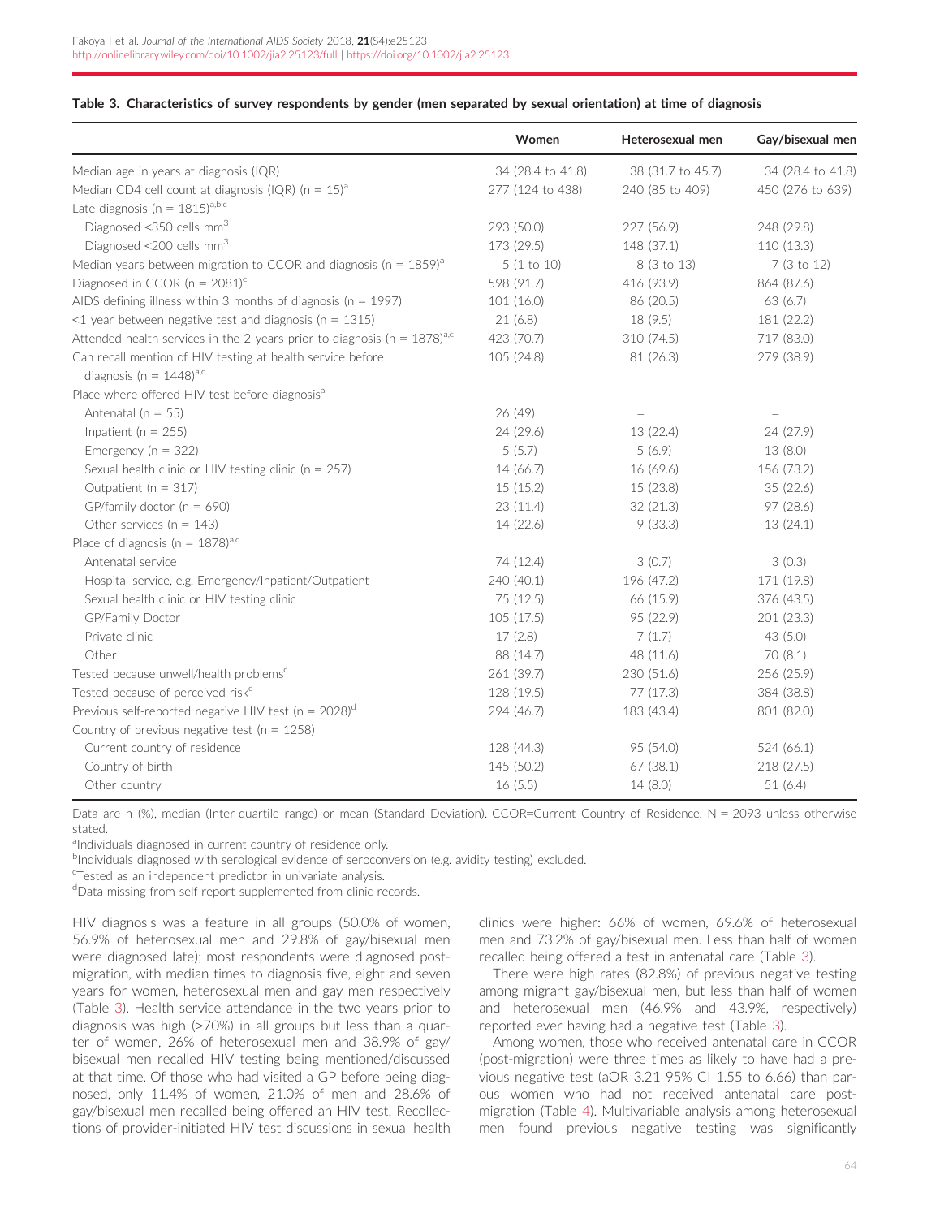**Table 3. Characteristics of survey respondents by gender (men separated by sexual orientation) at time of diagnosis**

| | Women | Heterosexual men | Gay/bisexual men |
|---|---|---|---|
| Median age in years at diagnosis (IQR) | 34 (28.4 to 41.8) | 38 (31.7 to 45.7) | 34 (28.4 to 41.8) |
| Median CD4 cell count at diagnosis (IQR) (n = 15)[a] | 277 (124 to 438) | 240 (85 to 409) | 450 (276 to 639) |
| Late diagnosis (n = 1815)[a,b,c] | | | |
| Diagnosed <350 cells mm$^3$ | 293 (50.0) | 227 (56.9) | 248 (29.8) |
| Diagnosed <200 cells mm$^3$ | 173 (29.5) | 148 (37.1) | 110 (13.3) |
| Median years between migration to CCOR and diagnosis (n = 1859)[a] | 5 (1 to 10) | 8 (3 to 13) | 7 (3 to 12) |
| Diagnosed in CCOR (n = 2081)[c] | 598 (91.7) | 416 (93.9) | 864 (87.6) |
| AIDS defining illness within 3 months of diagnosis (n = 1997) | 101 (16.0) | 86 (20.5) | 63 (6.7) |
| <1 year between negative test and diagnosis (n = 1315) | 21 (6.8) | 18 (9.5) | 181 (22.2) |
| Attended health services in the 2 years prior to diagnosis (n = 1878)[a,c] | 423 (70.7) | 310 (74.5) | 717 (83.0) |
| Can recall mention of HIV testing at health service before diagnosis (n = 1448)[a,c] | 105 (24.8) | 81 (26.3) | 279 (38.9) |
| Place where offered HIV test before diagnosis[a] | | | |
| Antenatal (n = 55) | 26 (49) | – | – |
| Inpatient (n = 255) | 24 (29.6) | 13 (22.4) | 24 (27.9) |
| Emergency (n = 322) | 5 (5.7) | 5 (6.9) | 13 (8.0) |
| Sexual health clinic or HIV testing clinic (n = 257) | 14 (66.7) | 16 (69.6) | 156 (73.2) |
| Outpatient (n = 317) | 15 (15.2) | 15 (23.8) | 35 (22.6) |
| GP/family doctor (n = 690) | 23 (11.4) | 32 (21.3) | 97 (28.6) |
| Other services (n = 143) | 14 (22.6) | 9 (33.3) | 13 (24.1) |
| Place of diagnosis (n = 1878)[a,c] | | | |
| Antenatal service | 74 (12.4) | 3 (0.7) | 3 (0.3) |
| Hospital service, e.g. Emergency/Inpatient/Outpatient | 240 (40.1) | 196 (47.2) | 171 (19.8) |
| Sexual health clinic or HIV testing clinic | 75 (12.5) | 66 (15.9) | 376 (43.5) |
| GP/Family Doctor | 105 (17.5) | 95 (22.9) | 201 (23.3) |
| Private clinic | 17 (2.8) | 7 (1.7) | 43 (5.0) |
| Other | 88 (14.7) | 48 (11.6) | 70 (8.1) |
| Tested because unwell/health problems[c] | 261 (39.7) | 230 (51.6) | 256 (25.9) |
| Tested because of perceived risk[c] | 128 (19.5) | 77 (17.3) | 384 (38.8) |
| Previous self-reported negative HIV test (n = 2028)[d] | 294 (46.7) | 183 (43.4) | 801 (82.0) |
| Country of previous negative test (n = 1258) | | | |
| Current country of residence | 128 (44.3) | 95 (54.0) | 524 (66.1) |
| Country of birth | 145 (50.2) | 67 (38.1) | 218 (27.5) |
| Other country | 16 (5.5) | 14 (8.0) | 51 (6.4) |

Data are n (%), median (Inter-quartile range) or mean (Standard Deviation). CCOR=Current Country of Residence. N = 2093 unless otherwise stated.

[a]Individuals diagnosed in current country of residence only.

[b]Individuals diagnosed with serological evidence of seroconversion (e.g. avidity testing) excluded.

[c]Tested as an independent predictor in univariate analysis.

[d]Data missing from self-report supplemented from clinic records.

HIV diagnosis was a feature in all groups (50.0% of women, 56.9% of heterosexual men and 29.8% of gay/bisexual men were diagnosed late); most respondents were diagnosed post-migration, with median times to diagnosis five, eight and seven years for women, heterosexual men and gay men respectively (Table 3). Health service attendance in the two years prior to diagnosis was high (>70%) in all groups but less than a quarter of women, 26% of heterosexual men and 38.9% of gay/bisexual men recalled HIV testing being mentioned/discussed at that time. Of those who had visited a GP before being diagnosed, only 11.4% of women, 21.0% of men and 28.6% of gay/bisexual men recalled being offered an HIV test. Recollections of provider-initiated HIV test discussions in sexual health clinics were higher: 66% of women, 69.6% of heterosexual men and 73.2% of gay/bisexual men. Less than half of women recalled being offered a test in antenatal care (Table 3).

There were high rates (82.8%) of previous negative testing among migrant gay/bisexual men, but less than half of women and heterosexual men (46.9% and 43.9%, respectively) reported ever having had a negative test (Table 3).

Among women, those who received antenatal care in CCOR (post-migration) were three times as likely to have had a previous negative test (aOR 3.21 95% CI 1.55 to 6.66) than parous women who had not received antenatal care post-migration (Table 4). Multivariable analysis among heterosexual men found previous negative testing was significantly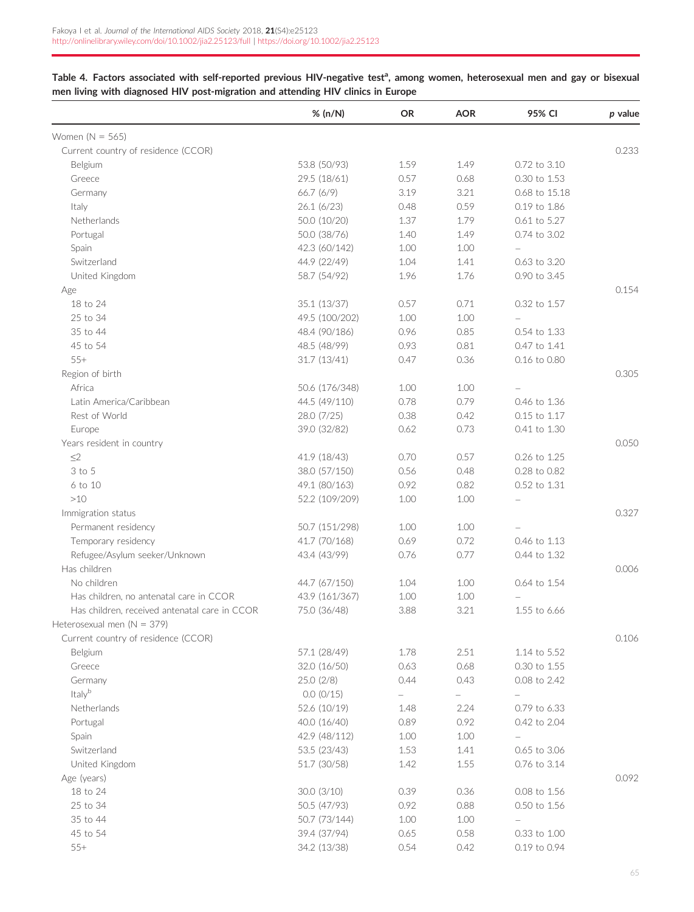**Table 4. Factors associated with self-reported previous HIV-negative test[a], among women, heterosexual men and gay or bisexual men living with diagnosed HIV post-migration and attending HIV clinics in Europe**

| | % (n/N) | OR | AOR | 95% CI | p value |
|---|---|---|---|---|---|
| Women (N = 565) | | | | | |
| Current country of residence (CCOR) | | | | | 0.233 |
| Belgium | 53.8 (50/93) | 1.59 | 1.49 | 0.72 to 3.10 | |
| Greece | 29.5 (18/61) | 0.57 | 0.68 | 0.30 to 1.53 | |
| Germany | 66.7 (6/9) | 3.19 | 3.21 | 0.68 to 15.18 | |
| Italy | 26.1 (6/23) | 0.48 | 0.59 | 0.19 to 1.86 | |
| Netherlands | 50.0 (10/20) | 1.37 | 1.79 | 0.61 to 5.27 | |
| Portugal | 50.0 (38/76) | 1.40 | 1.49 | 0.74 to 3.02 | |
| Spain | 42.3 (60/142) | 1.00 | 1.00 | – | |
| Switzerland | 44.9 (22/49) | 1.04 | 1.41 | 0.63 to 3.20 | |
| United Kingdom | 58.7 (54/92) | 1.96 | 1.76 | 0.90 to 3.45 | |
| Age | | | | | 0.154 |
| 18 to 24 | 35.1 (13/37) | 0.57 | 0.71 | 0.32 to 1.57 | |
| 25 to 34 | 49.5 (100/202) | 1.00 | 1.00 | – | |
| 35 to 44 | 48.4 (90/186) | 0.96 | 0.85 | 0.54 to 1.33 | |
| 45 to 54 | 48.5 (48/99) | 0.93 | 0.81 | 0.47 to 1.41 | |
| 55+ | 31.7 (13/41) | 0.47 | 0.36 | 0.16 to 0.80 | |
| Region of birth | | | | | 0.305 |
| Africa | 50.6 (176/348) | 1.00 | 1.00 | – | |
| Latin America/Caribbean | 44.5 (49/110) | 0.78 | 0.79 | 0.46 to 1.36 | |
| Rest of World | 28.0 (7/25) | 0.38 | 0.42 | 0.15 to 1.17 | |
| Europe | 39.0 (32/82) | 0.62 | 0.73 | 0.41 to 1.30 | |
| Years resident in country | | | | | 0.050 |
| ≤2 | 41.9 (18/43) | 0.70 | 0.57 | 0.26 to 1.25 | |
| 3 to 5 | 38.0 (57/150) | 0.56 | 0.48 | 0.28 to 0.82 | |
| 6 to 10 | 49.1 (80/163) | 0.92 | 0.82 | 0.52 to 1.31 | |
| >10 | 52.2 (109/209) | 1.00 | 1.00 | – | |
| Immigration status | | | | | 0.327 |
| Permanent residency | 50.7 (151/298) | 1.00 | 1.00 | – | |
| Temporary residency | 41.7 (70/168) | 0.69 | 0.72 | 0.46 to 1.13 | |
| Refugee/Asylum seeker/Unknown | 43.4 (43/99) | 0.76 | 0.77 | 0.44 to 1.32 | |
| Has children | | | | | 0.006 |
| No children | 44.7 (67/150) | 1.04 | 1.00 | 0.64 to 1.54 | |
| Has children, no antenatal care in CCOR | 43.9 (161/367) | 1.00 | 1.00 | – | |
| Has children, received antenatal care in CCOR | 75.0 (36/48) | 3.88 | 3.21 | 1.55 to 6.66 | |
| Heterosexual men (N = 379) | | | | | |
| Current country of residence (CCOR) | | | | | 0.106 |
| Belgium | 57.1 (28/49) | 1.78 | 2.51 | 1.14 to 5.52 | |
| Greece | 32.0 (16/50) | 0.63 | 0.68 | 0.30 to 1.55 | |
| Germany | 25.0 (2/8) | 0.44 | 0.43 | 0.08 to 2.42 | |
| Italy[b] | 0.0 (0/15) | – | – | – | |
| Netherlands | 52.6 (10/19) | 1.48 | 2.24 | 0.79 to 6.33 | |
| Portugal | 40.0 (16/40) | 0.89 | 0.92 | 0.42 to 2.04 | |
| Spain | 42.9 (48/112) | 1.00 | 1.00 | – | |
| Switzerland | 53.5 (23/43) | 1.53 | 1.41 | 0.65 to 3.06 | |
| United Kingdom | 51.7 (30/58) | 1.42 | 1.55 | 0.76 to 3.14 | |
| Age (years) | | | | | 0.092 |
| 18 to 24 | 30.0 (3/10) | 0.39 | 0.36 | 0.08 to 1.56 | |
| 25 to 34 | 50.5 (47/93) | 0.92 | 0.88 | 0.50 to 1.56 | |
| 35 to 44 | 50.7 (73/144) | 1.00 | 1.00 | – | |
| 45 to 54 | 39.4 (37/94) | 0.65 | 0.58 | 0.33 to 1.00 | |
| 55+ | 34.2 (13/38) | 0.54 | 0.42 | 0.19 to 0.94 | |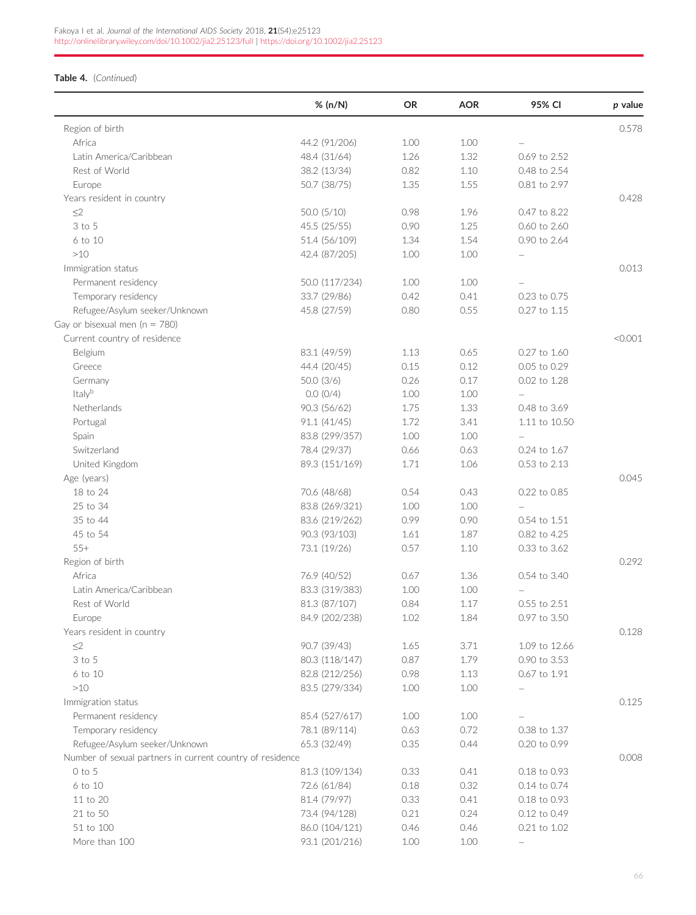**Table 4.** (*Continued*)

| | % (n/N) | OR | AOR | 95% CI | *p* value |
|---|---|---|---|---|---|
| Region of birth | | | | | 0.578 |
| Africa | 44.2 (91/206) | 1.00 | 1.00 | – | |
| Latin America/Caribbean | 48.4 (31/64) | 1.26 | 1.32 | 0.69 to 2.52 | |
| Rest of World | 38.2 (13/34) | 0.82 | 1.10 | 0.48 to 2.54 | |
| Europe | 50.7 (38/75) | 1.35 | 1.55 | 0.81 to 2.97 | |
| Years resident in country | | | | | 0.428 |
| ≤2 | 50.0 (5/10) | 0.98 | 1.96 | 0.47 to 8.22 | |
| 3 to 5 | 45.5 (25/55) | 0.90 | 1.25 | 0.60 to 2.60 | |
| 6 to 10 | 51.4 (56/109) | 1.34 | 1.54 | 0.90 to 2.64 | |
| >10 | 42.4 (87/205) | 1.00 | 1.00 | – | |
| Immigration status | | | | | 0.013 |
| Permanent residency | 50.0 (117/234) | 1.00 | 1.00 | – | |
| Temporary residency | 33.7 (29/86) | 0.42 | 0.41 | 0.23 to 0.75 | |
| Refugee/Asylum seeker/Unknown | 45.8 (27/59) | 0.80 | 0.55 | 0.27 to 1.15 | |
| Gay or bisexual men (n = 780) | | | | | |
| Current country of residence | | | | | <0.001 |
| Belgium | 83.1 (49/59) | 1.13 | 0.65 | 0.27 to 1.60 | |
| Greece | 44.4 (20/45) | 0.15 | 0.12 | 0.05 to 0.29 | |
| Germany | 50.0 (3/6) | 0.26 | 0.17 | 0.02 to 1.28 | |
| Italy[b] | 0.0 (0/4) | 1.00 | 1.00 | – | |
| Netherlands | 90.3 (56/62) | 1.75 | 1.33 | 0.48 to 3.69 | |
| Portugal | 91.1 (41/45) | 1.72 | 3.41 | 1.11 to 10.50 | |
| Spain | 83.8 (299/357) | 1.00 | 1.00 | – | |
| Switzerland | 78.4 (29/37) | 0.66 | 0.63 | 0.24 to 1.67 | |
| United Kingdom | 89.3 (151/169) | 1.71 | 1.06 | 0.53 to 2.13 | |
| Age (years) | | | | | 0.045 |
| 18 to 24 | 70.6 (48/68) | 0.54 | 0.43 | 0.22 to 0.85 | |
| 25 to 34 | 83.8 (269/321) | 1.00 | 1.00 | – | |
| 35 to 44 | 83.6 (219/262) | 0.99 | 0.90 | 0.54 to 1.51 | |
| 45 to 54 | 90.3 (93/103) | 1.61 | 1.87 | 0.82 to 4.25 | |
| 55+ | 73.1 (19/26) | 0.57 | 1.10 | 0.33 to 3.62 | |
| Region of birth | | | | | 0.292 |
| Africa | 76.9 (40/52) | 0.67 | 1.36 | 0.54 to 3.40 | |
| Latin America/Caribbean | 83.3 (319/383) | 1.00 | 1.00 | – | |
| Rest of World | 81.3 (87/107) | 0.84 | 1.17 | 0.55 to 2.51 | |
| Europe | 84.9 (202/238) | 1.02 | 1.84 | 0.97 to 3.50 | |
| Years resident in country | | | | | 0.128 |
| ≤2 | 90.7 (39/43) | 1.65 | 3.71 | 1.09 to 12.66 | |
| 3 to 5 | 80.3 (118/147) | 0.87 | 1.79 | 0.90 to 3.53 | |
| 6 to 10 | 82.8 (212/256) | 0.98 | 1.13 | 0.67 to 1.91 | |
| >10 | 83.5 (279/334) | 1.00 | 1.00 | – | |
| Immigration status | | | | | 0.125 |
| Permanent residency | 85.4 (527/617) | 1.00 | 1.00 | – | |
| Temporary residency | 78.1 (89/114) | 0.63 | 0.72 | 0.38 to 1.37 | |
| Refugee/Asylum seeker/Unknown | 65.3 (32/49) | 0.35 | 0.44 | 0.20 to 0.99 | |
| Number of sexual partners in current country of residence | | | | | 0.008 |
| 0 to 5 | 81.3 (109/134) | 0.33 | 0.41 | 0.18 to 0.93 | |
| 6 to 10 | 72.6 (61/84) | 0.18 | 0.32 | 0.14 to 0.74 | |
| 11 to 20 | 81.4 (79/97) | 0.33 | 0.41 | 0.18 to 0.93 | |
| 21 to 50 | 73.4 (94/128) | 0.21 | 0.24 | 0.12 to 0.49 | |
| 51 to 100 | 86.0 (104/121) | 0.46 | 0.46 | 0.21 to 1.02 | |
| More than 100 | 93.1 (201/216) | 1.00 | 1.00 | – | |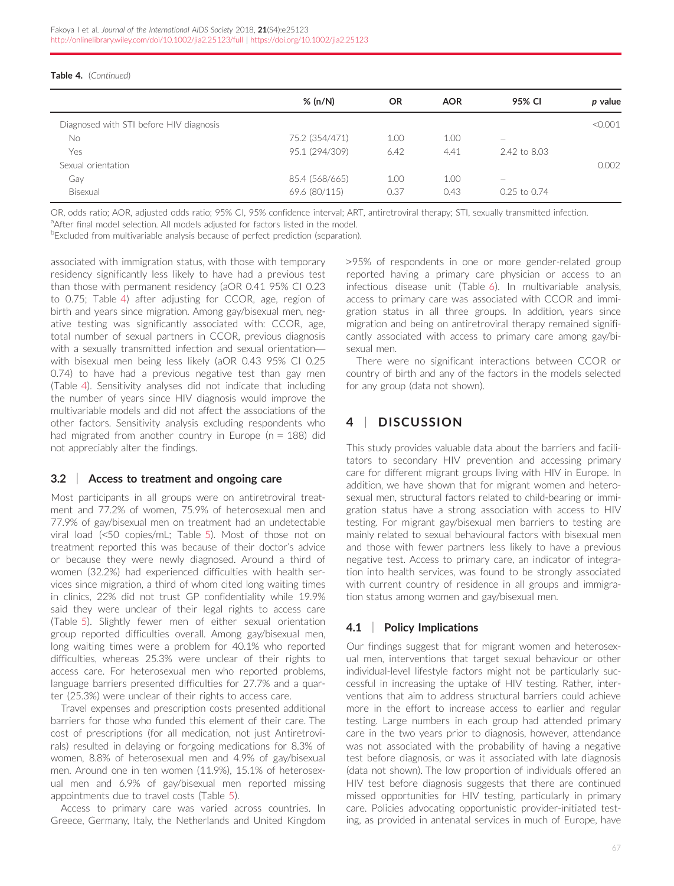**Table 4.** (*Continued*)

| | % (n/N) | OR | AOR | 95% CI | *p* value |
|---|---|---|---|---|---|
| Diagnosed with STI before HIV diagnosis | | | | | <0.001 |
| No | 75.2 (354/471) | 1.00 | 1.00 | – | |
| Yes | 95.1 (294/309) | 6.42 | 4.41 | 2.42 to 8.03 | |
| Sexual orientation | | | | | 0.002 |
| Gay | 85.4 (568/665) | 1.00 | 1.00 | – | |
| Bisexual | 69.6 (80/115) | 0.37 | 0.43 | 0.25 to 0.74 | |

OR, odds ratio; AOR, adjusted odds ratio; 95% CI, 95% confidence interval; ART, antiretroviral therapy; STI, sexually transmitted infection.
[a]After final model selection. All models adjusted for factors listed in the model.
[b]Excluded from multivariable analysis because of perfect prediction (separation).

associated with immigration status, with those with temporary residency significantly less likely to have had a previous test than those with permanent residency (aOR 0.41 95% CI 0.23 to 0.75; Table 4) after adjusting for CCOR, age, region of birth and years since migration. Among gay/bisexual men, negative testing was significantly associated with: CCOR, age, total number of sexual partners in CCOR, previous diagnosis with a sexually transmitted infection and sexual orientation—with bisexual men being less likely (aOR 0.43 95% CI 0.25 0.74) to have had a previous negative test than gay men (Table 4). Sensitivity analyses did not indicate that including the number of years since HIV diagnosis would improve the multivariable models and did not affect the associations of the other factors. Sensitivity analysis excluding respondents who had migrated from another country in Europe (n = 188) did not appreciably alter the findings.

### 3.2 | Access to treatment and ongoing care

Most participants in all groups were on antiretroviral treatment and 77.2% of women, 75.9% of heterosexual men and 77.9% of gay/bisexual men on treatment had an undetectable viral load (<50 copies/mL; Table 5). Most of those not on treatment reported this was because of their doctor's advice or because they were newly diagnosed. Around a third of women (32.2%) had experienced difficulties with health services since migration, a third of whom cited long waiting times in clinics, 22% did not trust GP confidentiality while 19.9% said they were unclear of their legal rights to access care (Table 5). Slightly fewer men of either sexual orientation group reported difficulties overall. Among gay/bisexual men, long waiting times were a problem for 40.1% who reported difficulties, whereas 25.3% were unclear of their rights to access care. For heterosexual men who reported problems, language barriers presented difficulties for 27.7% and a quarter (25.3%) were unclear of their rights to access care.

Travel expenses and prescription costs presented additional barriers for those who funded this element of their care. The cost of prescriptions (for all medication, not just Antiretrovirals) resulted in delaying or forgoing medications for 8.3% of women, 8.8% of heterosexual men and 4.9% of gay/bisexual men. Around one in ten women (11.9%), 15.1% of heterosexual men and 6.9% of gay/bisexual men reported missing appointments due to travel costs (Table 5).

Access to primary care was varied across countries. In Greece, Germany, Italy, the Netherlands and United Kingdom >95% of respondents in one or more gender-related group reported having a primary care physician or access to an infectious disease unit (Table 6). In multivariable analysis, access to primary care was associated with CCOR and immigration status in all three groups. In addition, years since migration and being on antiretroviral therapy remained significantly associated with access to primary care among gay/bisexual men.

There were no significant interactions between CCOR or country of birth and any of the factors in the models selected for any group (data not shown).

## 4 | DISCUSSION

This study provides valuable data about the barriers and facilitators to secondary HIV prevention and accessing primary care for different migrant groups living with HIV in Europe. In addition, we have shown that for migrant women and heterosexual men, structural factors related to child-bearing or immigration status have a strong association with access to HIV testing. For migrant gay/bisexual men barriers to testing are mainly related to sexual behavioural factors with bisexual men and those with fewer partners less likely to have a previous negative test. Access to primary care, an indicator of integration into health services, was found to be strongly associated with current country of residence in all groups and immigration status among women and gay/bisexual men.

### 4.1 | Policy Implications

Our findings suggest that for migrant women and heterosexual men, interventions that target sexual behaviour or other individual-level lifestyle factors might not be particularly successful in increasing the uptake of HIV testing. Rather, interventions that aim to address structural barriers could achieve more in the effort to increase access to earlier and regular testing. Large numbers in each group had attended primary care in the two years prior to diagnosis, however, attendance was not associated with the probability of having a negative test before diagnosis, or was it associated with late diagnosis (data not shown). The low proportion of individuals offered an HIV test before diagnosis suggests that there are continued missed opportunities for HIV testing, particularly in primary care. Policies advocating opportunistic provider-initiated testing, as provided in antenatal services in much of Europe, have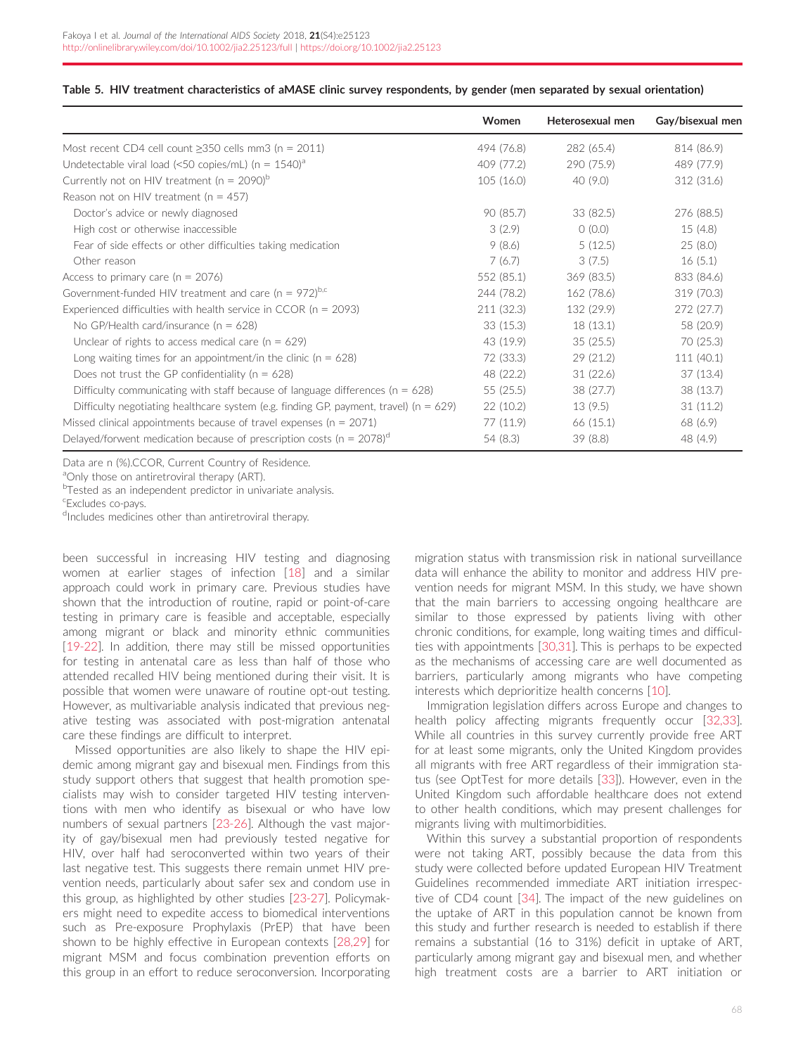**Table 5. HIV treatment characteristics of aMASE clinic survey respondents, by gender (men separated by sexual orientation)**

| | Women | Heterosexual men | Gay/bisexual men |
|---|---|---|---|
| Most recent CD4 cell count ≥350 cells mm3 (n = 2011) | 494 (76.8) | 282 (65.4) | 814 (86.9) |
| Undetectable viral load (<50 copies/mL) (n = 1540)[a] | 409 (77.2) | 290 (75.9) | 489 (77.9) |
| Currently not on HIV treatment (n = 2090)[b] | 105 (16.0) | 40 (9.0) | 312 (31.6) |
| Reason not on HIV treatment (n = 457) | | | |
| Doctor's advice or newly diagnosed | 90 (85.7) | 33 (82.5) | 276 (88.5) |
| High cost or otherwise inaccessible | 3 (2.9) | 0 (0.0) | 15 (4.8) |
| Fear of side effects or other difficulties taking medication | 9 (8.6) | 5 (12.5) | 25 (8.0) |
| Other reason | 7 (6.7) | 3 (7.5) | 16 (5.1) |
| Access to primary care (n = 2076) | 552 (85.1) | 369 (83.5) | 833 (84.6) |
| Government-funded HIV treatment and care (n = 972)[b,c] | 244 (78.2) | 162 (78.6) | 319 (70.3) |
| Experienced difficulties with health service in CCOR (n = 2093) | 211 (32.3) | 132 (29.9) | 272 (27.7) |
| No GP/Health card/insurance (n = 628) | 33 (15.3) | 18 (13.1) | 58 (20.9) |
| Unclear of rights to access medical care (n = 629) | 43 (19.9) | 35 (25.5) | 70 (25.3) |
| Long waiting times for an appointment/in the clinic (n = 628) | 72 (33.3) | 29 (21.2) | 111 (40.1) |
| Does not trust the GP confidentiality (n = 628) | 48 (22.2) | 31 (22.6) | 37 (13.4) |
| Difficulty communicating with staff because of language differences (n = 628) | 55 (25.5) | 38 (27.7) | 38 (13.7) |
| Difficulty negotiating healthcare system (e.g. finding GP, payment, travel) (n = 629) | 22 (10.2) | 13 (9.5) | 31 (11.2) |
| Missed clinical appointments because of travel expenses (n = 2071) | 77 (11.9) | 66 (15.1) | 68 (6.9) |
| Delayed/forwent medication because of prescription costs (n = 2078)[d] | 54 (8.3) | 39 (8.8) | 48 (4.9) |

Data are n (%).CCOR, Current Country of Residence.

[a]Only those on antiretroviral therapy (ART).

[b]Tested as an independent predictor in univariate analysis.

[c]Excludes co-pays.

[d]Includes medicines other than antiretroviral therapy.

been successful in increasing HIV testing and diagnosing women at earlier stages of infection [18] and a similar approach could work in primary care. Previous studies have shown that the introduction of routine, rapid or point-of-care testing in primary care is feasible and acceptable, especially among migrant or black and minority ethnic communities [19-22]. In addition, there may still be missed opportunities for testing in antenatal care as less than half of those who attended recalled HIV being mentioned during their visit. It is possible that women were unaware of routine opt-out testing. However, as multivariable analysis indicated that previous negative testing was associated with post-migration antenatal care these findings are difficult to interpret.

Missed opportunities are also likely to shape the HIV epidemic among migrant gay and bisexual men. Findings from this study support others that suggest that health promotion specialists may wish to consider targeted HIV testing interventions with men who identify as bisexual or who have low numbers of sexual partners [23-26]. Although the vast majority of gay/bisexual men had previously tested negative for HIV, over half had seroconverted within two years of their last negative test. This suggests there remain unmet HIV prevention needs, particularly about safer sex and condom use in this group, as highlighted by other studies [23-27]. Policymakers might need to expedite access to biomedical interventions such as Pre-exposure Prophylaxis (PrEP) that have been shown to be highly effective in European contexts [28,29] for migrant MSM and focus combination prevention efforts on this group in an effort to reduce seroconversion. Incorporating migration status with transmission risk in national surveillance data will enhance the ability to monitor and address HIV prevention needs for migrant MSM. In this study, we have shown that the main barriers to accessing ongoing healthcare are similar to those expressed by patients living with other chronic conditions, for example, long waiting times and difficulties with appointments [30,31]. This is perhaps to be expected as the mechanisms of accessing care are well documented as barriers, particularly among migrants who have competing interests which deprioritize health concerns [10].

Immigration legislation differs across Europe and changes to health policy affecting migrants frequently occur [32,33]. While all countries in this survey currently provide free ART for at least some migrants, only the United Kingdom provides all migrants with free ART regardless of their immigration status (see OptTest for more details [33]). However, even in the United Kingdom such affordable healthcare does not extend to other health conditions, which may present challenges for migrants living with multimorbidities.

Within this survey a substantial proportion of respondents were not taking ART, possibly because the data from this study were collected before updated European HIV Treatment Guidelines recommended immediate ART initiation irrespective of CD4 count [34]. The impact of the new guidelines on the uptake of ART in this population cannot be known from this study and further research is needed to establish if there remains a substantial (16 to 31%) deficit in uptake of ART, particularly among migrant gay and bisexual men, and whether high treatment costs are a barrier to ART initiation or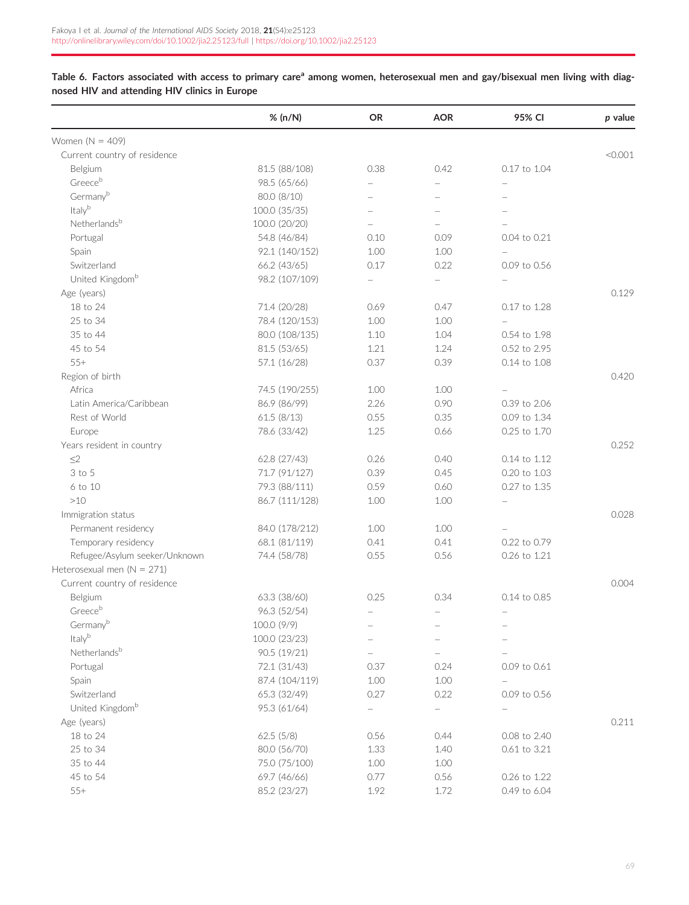**Table 6. Factors associated with access to primary care[a] among women, heterosexual men and gay/bisexual men living with diagnosed HIV and attending HIV clinics in Europe**

| | % (n/N) | OR | AOR | 95% CI | *p* value |
|---|---|---|---|---|---|
| Women (N = 409) | | | | | |
| Current country of residence | | | | | <0.001 |
| Belgium | 81.5 (88/108) | 0.38 | 0.42 | 0.17 to 1.04 | |
| Greece[b] | 98.5 (65/66) | – | – | – | |
| Germany[b] | 80.0 (8/10) | – | – | – | |
| Italy[b] | 100.0 (35/35) | – | – | – | |
| Netherlands[b] | 100.0 (20/20) | – | – | – | |
| Portugal | 54.8 (46/84) | 0.10 | 0.09 | 0.04 to 0.21 | |
| Spain | 92.1 (140/152) | 1.00 | 1.00 | – | |
| Switzerland | 66.2 (43/65) | 0.17 | 0.22 | 0.09 to 0.56 | |
| United Kingdom[b] | 98.2 (107/109) | – | – | – | |
| Age (years) | | | | | 0.129 |
| 18 to 24 | 71.4 (20/28) | 0.69 | 0.47 | 0.17 to 1.28 | |
| 25 to 34 | 78.4 (120/153) | 1.00 | 1.00 | – | |
| 35 to 44 | 80.0 (108/135) | 1.10 | 1.04 | 0.54 to 1.98 | |
| 45 to 54 | 81.5 (53/65) | 1.21 | 1.24 | 0.52 to 2.95 | |
| 55+ | 57.1 (16/28) | 0.37 | 0.39 | 0.14 to 1.08 | |
| Region of birth | | | | | 0.420 |
| Africa | 74.5 (190/255) | 1.00 | 1.00 | – | |
| Latin America/Caribbean | 86.9 (86/99) | 2.26 | 0.90 | 0.39 to 2.06 | |
| Rest of World | 61.5 (8/13) | 0.55 | 0.35 | 0.09 to 1.34 | |
| Europe | 78.6 (33/42) | 1.25 | 0.66 | 0.25 to 1.70 | |
| Years resident in country | | | | | 0.252 |
| ≤2 | 62.8 (27/43) | 0.26 | 0.40 | 0.14 to 1.12 | |
| 3 to 5 | 71.7 (91/127) | 0.39 | 0.45 | 0.20 to 1.03 | |
| 6 to 10 | 79.3 (88/111) | 0.59 | 0.60 | 0.27 to 1.35 | |
| >10 | 86.7 (111/128) | 1.00 | 1.00 | – | |
| Immigration status | | | | | 0.028 |
| Permanent residency | 84.0 (178/212) | 1.00 | 1.00 | – | |
| Temporary residency | 68.1 (81/119) | 0.41 | 0.41 | 0.22 to 0.79 | |
| Refugee/Asylum seeker/Unknown | 74.4 (58/78) | 0.55 | 0.56 | 0.26 to 1.21 | |
| Heterosexual men (N = 271) | | | | | |
| Current country of residence | | | | | 0.004 |
| Belgium | 63.3 (38/60) | 0.25 | 0.34 | 0.14 to 0.85 | |
| Greece[b] | 96.3 (52/54) | – | – | – | |
| Germany[b] | 100.0 (9/9) | – | – | – | |
| Italy[b] | 100.0 (23/23) | – | – | – | |
| Netherlands[b] | 90.5 (19/21) | – | – | – | |
| Portugal | 72.1 (31/43) | 0.37 | 0.24 | 0.09 to 0.61 | |
| Spain | 87.4 (104/119) | 1.00 | 1.00 | – | |
| Switzerland | 65.3 (32/49) | 0.27 | 0.22 | 0.09 to 0.56 | |
| United Kingdom[b] | 95.3 (61/64) | – | – | – | |
| Age (years) | | | | | 0.211 |
| 18 to 24 | 62.5 (5/8) | 0.56 | 0.44 | 0.08 to 2.40 | |
| 25 to 34 | 80.0 (56/70) | 1.33 | 1.40 | 0.61 to 3.21 | |
| 35 to 44 | 75.0 (75/100) | 1.00 | 1.00 | | |
| 45 to 54 | 69.7 (46/66) | 0.77 | 0.56 | 0.26 to 1.22 | |
| 55+ | 85.2 (23/27) | 1.92 | 1.72 | 0.49 to 6.04 | |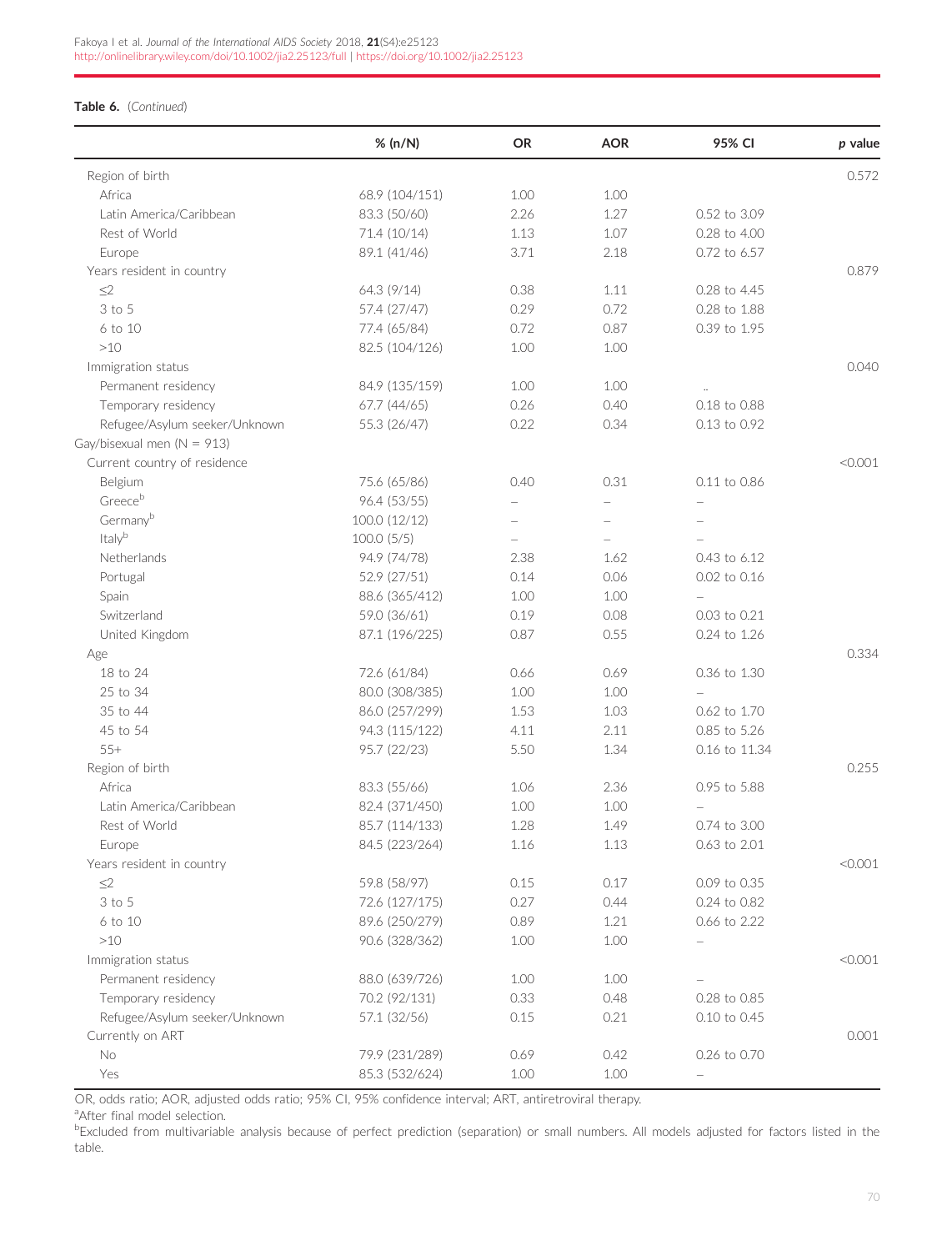**Table 6.** (Continued)

| | % (n/N) | OR | AOR | 95% CI | *p* value |
|---|---|---|---|---|---|
| Region of birth | | | | | 0.572 |
| Africa | 68.9 (104/151) | 1.00 | 1.00 | | |
| Latin America/Caribbean | 83.3 (50/60) | 2.26 | 1.27 | 0.52 to 3.09 | |
| Rest of World | 71.4 (10/14) | 1.13 | 1.07 | 0.28 to 4.00 | |
| Europe | 89.1 (41/46) | 3.71 | 2.18 | 0.72 to 6.57 | |
| Years resident in country | | | | | 0.879 |
| ≤2 | 64.3 (9/14) | 0.38 | 1.11 | 0.28 to 4.45 | |
| 3 to 5 | 57.4 (27/47) | 0.29 | 0.72 | 0.28 to 1.88 | |
| 6 to 10 | 77.4 (65/84) | 0.72 | 0.87 | 0.39 to 1.95 | |
| >10 | 82.5 (104/126) | 1.00 | 1.00 | | |
| Immigration status | | | | | 0.040 |
| Permanent residency | 84.9 (135/159) | 1.00 | 1.00 | .. | |
| Temporary residency | 67.7 (44/65) | 0.26 | 0.40 | 0.18 to 0.88 | |
| Refugee/Asylum seeker/Unknown | 55.3 (26/47) | 0.22 | 0.34 | 0.13 to 0.92 | |
| Gay/bisexual men (N = 913) | | | | | |
| Current country of residence | | | | | <0.001 |
| Belgium | 75.6 (65/86) | 0.40 | 0.31 | 0.11 to 0.86 | |
| Greece[b] | 96.4 (53/55) | – | – | – | |
| Germany[b] | 100.0 (12/12) | – | – | – | |
| Italy[b] | 100.0 (5/5) | – | – | – | |
| Netherlands | 94.9 (74/78) | 2.38 | 1.62 | 0.43 to 6.12 | |
| Portugal | 52.9 (27/51) | 0.14 | 0.06 | 0.02 to 0.16 | |
| Spain | 88.6 (365/412) | 1.00 | 1.00 | – | |
| Switzerland | 59.0 (36/61) | 0.19 | 0.08 | 0.03 to 0.21 | |
| United Kingdom | 87.1 (196/225) | 0.87 | 0.55 | 0.24 to 1.26 | |
| Age | | | | | 0.334 |
| 18 to 24 | 72.6 (61/84) | 0.66 | 0.69 | 0.36 to 1.30 | |
| 25 to 34 | 80.0 (308/385) | 1.00 | 1.00 | – | |
| 35 to 44 | 86.0 (257/299) | 1.53 | 1.03 | 0.62 to 1.70 | |
| 45 to 54 | 94.3 (115/122) | 4.11 | 2.11 | 0.85 to 5.26 | |
| 55+ | 95.7 (22/23) | 5.50 | 1.34 | 0.16 to 11.34 | |
| Region of birth | | | | | 0.255 |
| Africa | 83.3 (55/66) | 1.06 | 2.36 | 0.95 to 5.88 | |
| Latin America/Caribbean | 82.4 (371/450) | 1.00 | 1.00 | – | |
| Rest of World | 85.7 (114/133) | 1.28 | 1.49 | 0.74 to 3.00 | |
| Europe | 84.5 (223/264) | 1.16 | 1.13 | 0.63 to 2.01 | |
| Years resident in country | | | | | <0.001 |
| ≤2 | 59.8 (58/97) | 0.15 | 0.17 | 0.09 to 0.35 | |
| 3 to 5 | 72.6 (127/175) | 0.27 | 0.44 | 0.24 to 0.82 | |
| 6 to 10 | 89.6 (250/279) | 0.89 | 1.21 | 0.66 to 2.22 | |
| >10 | 90.6 (328/362) | 1.00 | 1.00 | – | |
| Immigration status | | | | | <0.001 |
| Permanent residency | 88.0 (639/726) | 1.00 | 1.00 | – | |
| Temporary residency | 70.2 (92/131) | 0.33 | 0.48 | 0.28 to 0.85 | |
| Refugee/Asylum seeker/Unknown | 57.1 (32/56) | 0.15 | 0.21 | 0.10 to 0.45 | |
| Currently on ART | | | | | 0.001 |
| No | 79.9 (231/289) | 0.69 | 0.42 | 0.26 to 0.70 | |
| Yes | 85.3 (532/624) | 1.00 | 1.00 | – | |

OR, odds ratio; AOR, adjusted odds ratio; 95% CI, 95% confidence interval; ART, antiretroviral therapy.

[a]After final model selection.

[b]Excluded from multivariable analysis because of perfect prediction (separation) or small numbers. All models adjusted for factors listed in the table.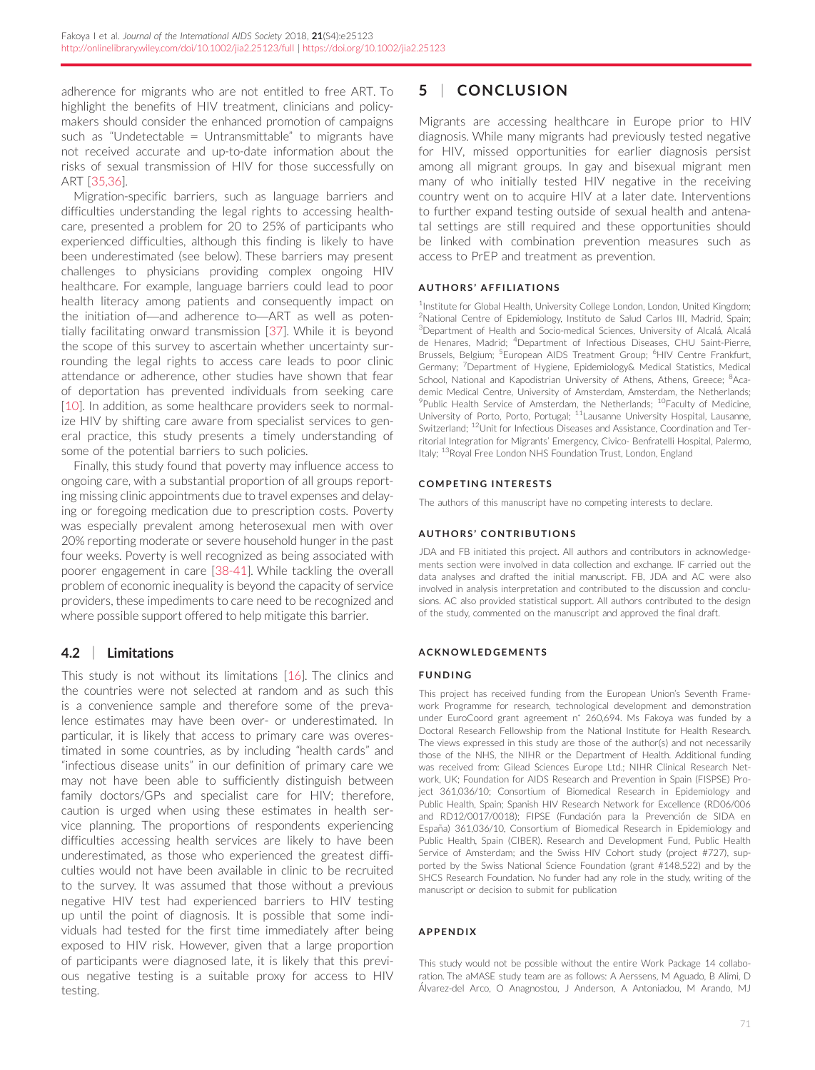adherence for migrants who are not entitled to free ART. To highlight the benefits of HIV treatment, clinicians and policy-makers should consider the enhanced promotion of campaigns such as "Undetectable = Untransmittable" to migrants have not received accurate and up-to-date information about the risks of sexual transmission of HIV for those successfully on ART [35,36].

Migration-specific barriers, such as language barriers and difficulties understanding the legal rights to accessing healthcare, presented a problem for 20 to 25% of participants who experienced difficulties, although this finding is likely to have been underestimated (see below). These barriers may present challenges to physicians providing complex ongoing HIV healthcare. For example, language barriers could lead to poor health literacy among patients and consequently impact on the initiation of—and adherence to—ART as well as potentially facilitating onward transmission [37]. While it is beyond the scope of this survey to ascertain whether uncertainty surrounding the legal rights to access care leads to poor clinic attendance or adherence, other studies have shown that fear of deportation has prevented individuals from seeking care [10]. In addition, as some healthcare providers seek to normalize HIV by shifting care aware from specialist services to general practice, this study presents a timely understanding of some of the potential barriers to such policies.

Finally, this study found that poverty may influence access to ongoing care, with a substantial proportion of all groups reporting missing clinic appointments due to travel expenses and delaying or foregoing medication due to prescription costs. Poverty was especially prevalent among heterosexual men with over 20% reporting moderate or severe household hunger in the past four weeks. Poverty is well recognized as being associated with poorer engagement in care [38-41]. While tackling the overall problem of economic inequality is beyond the capacity of service providers, these impediments to care need to be recognized and where possible support offered to help mitigate this barrier.

### 4.2 | Limitations

This study is not without its limitations [16]. The clinics and the countries were not selected at random and as such this is a convenience sample and therefore some of the prevalence estimates may have been over- or underestimated. In particular, it is likely that access to primary care was overestimated in some countries, as by including "health cards" and "infectious disease units" in our definition of primary care we may not have been able to sufficiently distinguish between family doctors/GPs and specialist care for HIV; therefore, caution is urged when using these estimates in health service planning. The proportions of respondents experiencing difficulties accessing health services are likely to have been underestimated, as those who experienced the greatest difficulties would not have been available in clinic to be recruited to the survey. It was assumed that those without a previous negative HIV test had experienced barriers to HIV testing up until the point of diagnosis. It is possible that some individuals had tested for the first time immediately after being exposed to HIV risk. However, given that a large proportion of participants were diagnosed late, it is likely that this previous negative testing is a suitable proxy for access to HIV testing.

## 5 | CONCLUSION

Migrants are accessing healthcare in Europe prior to HIV diagnosis. While many migrants had previously tested negative for HIV, missed opportunities for earlier diagnosis persist among all migrant groups. In gay and bisexual migrant men many of who initially tested HIV negative in the receiving country went on to acquire HIV at a later date. Interventions to further expand testing outside of sexual health and antenatal settings are still required and these opportunities should be linked with combination prevention measures such as access to PrEP and treatment as prevention.

#### AUTHORS' AFFILIATIONS

[1]Institute for Global Health, University College London, London, United Kingdom; [2]National Centre of Epidemiology, Instituto de Salud Carlos III, Madrid, Spain; [3]Department of Health and Socio-medical Sciences, University of Alcalá, Alcalá de Henares, Madrid; [4]Department of Infectious Diseases, CHU Saint-Pierre, Brussels, Belgium; [5]European AIDS Treatment Group; [6]HIV Centre Frankfurt, Germany; [7]Department of Hygiene, Epidemiology& Medical Statistics, Medical School, National and Kapodistrian University of Athens, Athens, Greece; [8]Academic Medical Centre, University of Amsterdam, Amsterdam, the Netherlands; [9]Public Health Service of Amsterdam, the Netherlands; [10]Faculty of Medicine, University of Porto, Porto, Portugal; [11]Lausanne University Hospital, Lausanne, Switzerland; [12]Unit for Infectious Diseases and Assistance, Coordination and Territorial Integration for Migrants' Emergency, Civico- Benfratelli Hospital, Palermo, Italy; [13]Royal Free London NHS Foundation Trust, London, England

#### COMPETING INTERESTS

The authors of this manuscript have no competing interests to declare.

#### AUTHORS' CONTRIBUTIONS

JDA and FB initiated this project. All authors and contributors in acknowledgements section were involved in data collection and exchange. IF carried out the data analyses and drafted the initial manuscript. FB, JDA and AC were also involved in analysis interpretation and contributed to the discussion and conclusions. AC also provided statistical support. All authors contributed to the design of the study, commented on the manuscript and approved the final draft.

#### ACKNOWLEDGEMENTS

#### FUNDING

This project has received funding from the European Union's Seventh Framework Programme for research, technological development and demonstration under EuroCoord grant agreement n° 260,694. Ms Fakoya was funded by a Doctoral Research Fellowship from the National Institute for Health Research. The views expressed in this study are those of the author(s) and not necessarily those of the NHS, the NIHR or the Department of Health. Additional funding was received from: Gilead Sciences Europe Ltd.; NIHR Clinical Research Network, UK; Foundation for AIDS Research and Prevention in Spain (FISPSE) Project 361,036/10; Consortium of Biomedical Research in Epidemiology and Public Health, Spain; Spanish HIV Research Network for Excellence (RD06/006 and RD12/0017/0018); FIPSE (Fundación para la Prevención de SIDA en España) 361,036/10, Consortium of Biomedical Research in Epidemiology and Public Health, Spain (CIBER). Research and Development Fund, Public Health Service of Amsterdam; and the Swiss HIV Cohort study (project #727), supported by the Swiss National Science Foundation (grant #148,522) and by the SHCS Research Foundation. No funder had any role in the study, writing of the manuscript or decision to submit for publication

#### APPENDIX

This study would not be possible without the entire Work Package 14 collaboration. The aMASE study team are as follows: A Aerssens, M Aguado, B Alimi, D Álvarez-del Arco, O Anagnostou, J Anderson, A Antoniadou, M Arando, MJ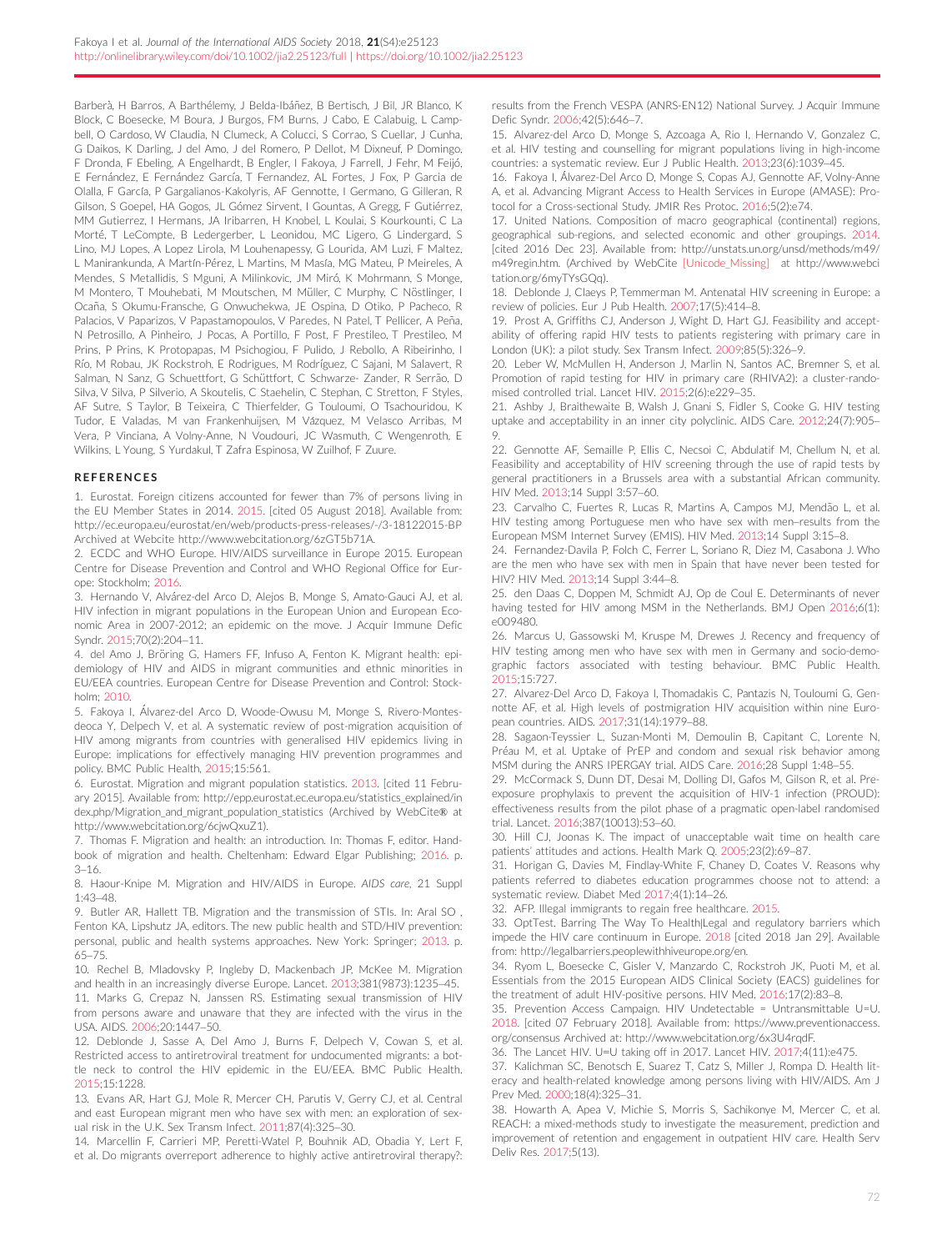Barberà, H Barros, A Barthélemy, J Belda-Ibáñez, B Bertisch, J Bil, JR Blanco, K Block, C Boesecke, M Boura, J Burgos, FM Burns, J Cabo, E Calabuig, L Campbell, O Cardoso, W Claudia, N Clumeck, A Colucci, S Corrao, S Cuellar, J Cunha, G Daikos, K Darling, J del Amo, J del Romero, P Dellot, M Dixneuf, P Domingo, F Dronda, F Ebeling, A Engelhardt, B Engler, I Fakoya, J Farrell, J Fehr, M Feijó, E Fernández, E Fernández García, T Fernandez, AL Fortes, J Fox, P Garcia de Olalla, F García, P Gargalianos-Kakolyris, AF Gennotte, I Germano, G Gilleran, R Gilson, S Goepel, HA Gogos, JL Gómez Sirvent, I Gountas, A Gregg, F Gutiérrez, MM Gutierrez, I Hermans, JA Iribarren, H Knobel, L Koulai, S Kourkounti, C La Morté, T LeCompte, B Ledergerber, L Leonidou, MC Ligero, G Lindergard, S Lino, MJ Lopes, A Lopez Lirola, M Louhenapessy, G Lourida, AM Luzi, F Maltez, L Manirankunda, A Martín-Pérez, L Martins, M Masía, MG Mateu, P Meireles, A Mendes, S Metallidis, S Mguni, A Milinkovic, JM Miró, K Mohrmann, S Monge, M Montero, T Mouhebati, M Moutschen, M Müller, C Murphy, C Nöstlinger, I Ocaña, S Okumu-Fransche, G Onwuchekwa, JE Ospina, D Otiko, P Pacheco, R Palacios, V Paparizos, V Papastamopoulos, V Paredes, N Patel, T Pellicer, A Peña, N Petrosillo, A Pinheiro, J Pocas, A Portillo, F Post, F Prestileo, T Prestileo, M Prins, P Prins, K Protopapas, M Psichogiou, F Pulido, J Rebollo, A Ribeirinho, I Río, M Robau, JK Rockstroh, E Rodrigues, M Rodríguez, C Sajani, M Salavert, R Salman, N Sanz, G Schuettfort, G Schüttfort, C Schwarze- Zander, R Serrão, D Silva, V Silva, P Silverio, A Skoutelis, C Staehelin, C Stephan, C Stretton, F Styles, AF Sutre, S Taylor, B Teixeira, C Thierfelder, G Touloumi, O Tsachouridou, K Tudor, E Valadas, M van Frankenhuijsen, M Vázquez, M Velasco Arribas, M Vera, P Vinciana, A Volny-Anne, N Voudouri, JC Wasmuth, C Wengenroth, E Wilkins, L Young, S Yurdakul, T Zafra Espinosa, W Zuilhof, F Zuure.

## REFERENCES

1. Eurostat. Foreign citizens accounted for fewer than 7% of persons living in the EU Member States in 2014. 2015. [cited 05 August 2018]. Available from: http://ec.europa.eu/eurostat/en/web/products-press-releases/-/3-18122015-BP Archived at Webcite http://www.webcitation.org/6zGT5b71A.
2. ECDC and WHO Europe. HIV/AIDS surveillance in Europe 2015. European Centre for Disease Prevention and Control and WHO Regional Office for Europe: Stockholm; 2016.
3. Hernando V, Alvárez-del Arco D, Alejos B, Monge S, Amato-Gauci AJ, et al. HIV infection in migrant populations in the European Union and European Economic Area in 2007-2012; an epidemic on the move. J Acquir Immune Defic Syndr. 2015;70(2):204–11.
4. del Amo J, Bröring G, Hamers FF, Infuso A, Fenton K. Migrant health: epidemiology of HIV and AIDS in migrant communities and ethnic minorities in EU/EEA countries. European Centre for Disease Prevention and Control: Stockholm; 2010.
5. Fakoya I, Álvarez-del Arco D, Woode-Owusu M, Monge S, Rivero-Montesdeoca Y, Delpech V, et al. A systematic review of post-migration acquisition of HIV among migrants from countries with generalised HIV epidemics living in Europe: implications for effectively managing HIV prevention programmes and policy. BMC Public Health, 2015;15:561.
6. Eurostat. Migration and migrant population statistics. 2013. [cited 11 February 2015]. Available from: http://epp.eurostat.ec.europa.eu/statistics_explained/index.php/Migration_and_migrant_population_statistics (Archived by WebCite® at http://www.webcitation.org/6cjwQxuZ1).
7. Thomas F. Migration and health: an introduction. In: Thomas F, editor. Handbook of migration and health. Cheltenham: Edward Elgar Publishing; 2016. p. 3–16.
8. Haour-Knipe M. Migration and HIV/AIDS in Europe. *AIDS care*, 21 Suppl 1:43–48.
9. Butler AR, Hallett TB. Migration and the transmission of STIs. In: Aral SO , Fenton KA, Lipshutz JA, editors. The new public health and STD/HIV prevention: personal, public and health systems approaches. New York: Springer; 2013. p. 65–75.
10. Rechel B, Mladovsky P, Ingleby D, Mackenbach JP, McKee M. Migration and health in an increasingly diverse Europe. Lancet. 2013;381(9873):1235–45.
11. Marks G, Crepaz N, Janssen RS. Estimating sexual transmission of HIV from persons aware and unaware that they are infected with the virus in the USA. AIDS. 2006;20:1447–50.
12. Deblonde J, Sasse A, Del Amo J, Burns F, Delpech V, Cowan S, et al. Restricted access to antiretroviral treatment for undocumented migrants: a bottle neck to control the HIV epidemic in the EU/EEA. BMC Public Health. 2015;15:1228.
13. Evans AR, Hart GJ, Mole R, Mercer CH, Parutis V, Gerry CJ, et al. Central and east European migrant men who have sex with men: an exploration of sexual risk in the U.K. Sex Transm Infect. 2011;87(4):325–30.
14. Marcellin F, Carrieri MP, Peretti-Watel P, Bouhnik AD, Obadia Y, Lert F, et al. Do migrants overreport adherence to highly active antiretroviral therapy?: results from the French VESPA (ANRS-EN12) National Survey. J Acquir Immune Defic Syndr. 2006;42(5):646–7.
15. Alvarez-del Arco D, Monge S, Azcoaga A, Rio I, Hernando V, Gonzalez C, et al. HIV testing and counselling for migrant populations living in high-income countries: a systematic review. Eur J Public Health. 2013;23(6):1039–45.
16. Fakoya I, Álvarez-Del Arco D, Monge S, Copas AJ, Gennotte AF, Volny-Anne A, et al. Advancing Migrant Access to Health Services in Europe (AMASE): Protocol for a Cross-sectional Study. JMIR Res Protoc. 2016;5(2):e74.
17. United Nations. Composition of macro geographical (continental) regions, geographical sub-regions, and selected economic and other groupings. 2014. [cited 2016 Dec 23]. Available from: http://unstats.un.org/unsd/methods/m49/m49regin.htm. (Archived by WebCite [Unicode_Missing] at http://www.webcitation.org/6myTYsGQq).
18. Deblonde J, Claeys P, Temmerman M. Antenatal HIV screening in Europe: a review of policies. Eur J Pub Health. 2007;17(5):414–8.
19. Prost A, Griffiths CJ, Anderson J, Wight D, Hart GJ. Feasibility and acceptability of offering rapid HIV tests to patients registering with primary care in London (UK): a pilot study. Sex Transm Infect. 2009;85(5):326–9.
20. Leber W, McMullen H, Anderson J, Marlin N, Santos AC, Bremner S, et al. Promotion of rapid testing for HIV in primary care (RHIVA2): a cluster-randomised controlled trial. Lancet HIV. 2015;2(6):e229–35.
21. Ashby J, Braithewaite B, Walsh J, Gnani S, Fidler S, Cooke G. HIV testing uptake and acceptability in an inner city polyclinic. AIDS Care. 2012;24(7):905–9.
22. Gennotte AF, Semaille P, Ellis C, Necsoi C, Abdulatif M, Chellum N, et al. Feasibility and acceptability of HIV screening through the use of rapid tests by general practitioners in a Brussels area with a substantial African community. HIV Med. 2013;14 Suppl 3:57–60.
23. Carvalho C, Fuertes R, Lucas R, Martins A, Campos MJ, Mendão L, et al. HIV testing among Portuguese men who have sex with men–results from the European MSM Internet Survey (EMIS). HIV Med. 2013;14 Suppl 3:15–8.
24. Fernandez-Davila P, Folch C, Ferrer L, Soriano R, Diez M, Casabona J. Who are the men who have sex with men in Spain that have never been tested for HIV? HIV Med. 2013;14 Suppl 3:44–8.
25. den Daas C, Doppen M, Schmidt AJ, Op de Coul E. Determinants of never having tested for HIV among MSM in the Netherlands. BMJ Open 2016;6(1): e009480.
26. Marcus U, Gassowski M, Kruspe M, Drewes J. Recency and frequency of HIV testing among men who have sex with men in Germany and socio-demographic factors associated with testing behaviour. BMC Public Health. 2015;15:727.
27. Alvarez-Del Arco D, Fakoya I, Thomadakis C, Pantazis N, Touloumi G, Gennotte AF, et al. High levels of postmigration HIV acquisition within nine European countries. AIDS. 2017;31(14):1979–88.
28. Sagaon-Teyssier L, Suzan-Monti M, Demoulin B, Capitant C, Lorente N, Préau M, et al. Uptake of PrEP and condom and sexual risk behavior among MSM during the ANRS IPERGAY trial. AIDS Care. 2016;28 Suppl 1:48–55.
29. McCormack S, Dunn DT, Desai M, Dolling DI, Gafos M, Gilson R, et al. Pre-exposure prophylaxis to prevent the acquisition of HIV-1 infection (PROUD): effectiveness results from the pilot phase of a pragmatic open-label randomised trial. Lancet. 2016;387(10013):53–60.
30. Hill CJ, Joonas K. The impact of unacceptable wait time on health care patients' attitudes and actions. Health Mark Q. 2005;23(2):69–87.
31. Horigan G, Davies M, Findlay-White F, Chaney D, Coates V. Reasons why patients referred to diabetes education programmes choose not to attend: a systematic review. Diabet Med 2017;4(1):14–26.
32. AFP. Illegal immigrants to regain free healthcare. 2015.
33. OptTest. Barring The Way To Health|Legal and regulatory barriers which impede the HIV care continuum in Europe. 2018 [cited 2018 Jan 29]. Available from: http://legalbarriers.peoplewithhiveurope.org/en.
34. Ryom L, Boesecke C, Gisler V, Manzardo C, Rockstroh JK, Puoti M, et al. Essentials from the 2015 European AIDS Clinical Society (EACS) guidelines for the treatment of adult HIV-positive persons. HIV Med. 2016;17(2):83–8.
35. Prevention Access Campaign. HIV Undetectable = Untransmittable U=U. 2018. [cited 07 February 2018]. Available from: https://www.preventionaccess.org/consensus Archived at: http://www.webcitation.org/6x3U4rqdF.
36. The Lancet HIV. U=U taking off in 2017. Lancet HIV. 2017;4(11):e475.
37. Kalichman SC, Benotsch E, Suarez T, Catz S, Miller J, Rompa D. Health literacy and health-related knowledge among persons living with HIV/AIDS. Am J Prev Med. 2000;18(4):325–31.
38. Howarth A, Apea V, Michie S, Morris S, Sachikonye M, Mercer C, et al. REACH: a mixed-methods study to investigate the measurement, prediction and improvement of retention and engagement in outpatient HIV care. Health Serv Deliv Res. 2017;5(13).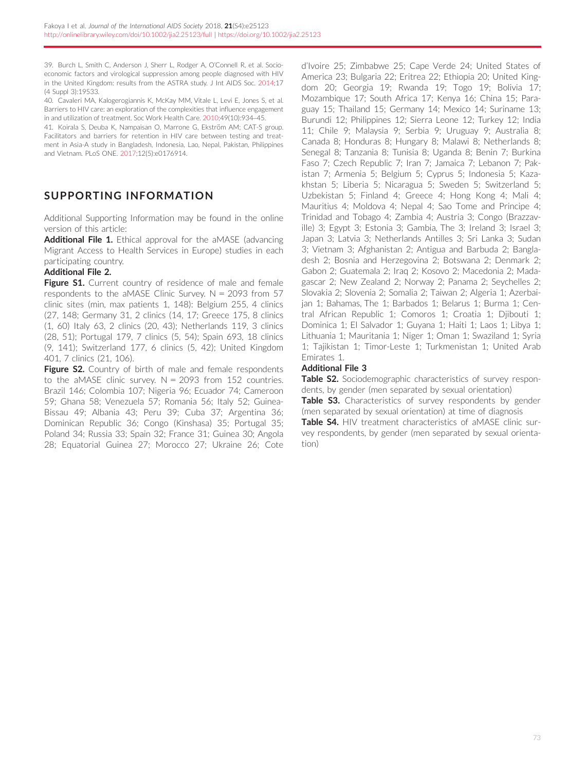39. Burch L, Smith C, Anderson J, Sherr L, Rodger A, O'Connell R, et al. Socioeconomic factors and virological suppression among people diagnosed with HIV in the United Kingdom: results from the ASTRA study. J Int AIDS Soc. 2014;17 (4 Suppl 3):19533.

40. Cavaleri MA, Kalogerogiannis K, McKay MM, Vitale L, Levi E, Jones S, et al. Barriers to HIV care: an exploration of the complexities that influence engagement in and utilization of treatment. Soc Work Health Care. 2010;49(10):934–45.

41. Koirala S, Deuba K, Nampaisan O, Marrone G, Ekström AM; CAT-S group. Facilitators and barriers for retention in HIV care between testing and treatment in Asia-A study in Bangladesh, Indonesia, Lao, Nepal, Pakistan, Philippines and Vietnam. PLoS ONE. 2017;12(5):e0176914.

## SUPPORTING INFORMATION

Additional Supporting Information may be found in the online version of this article:

**Additional File 1.** Ethical approval for the aMASE (advancing Migrant Access to Health Services in Europe) studies in each participating country.

**Additional File 2.**

**Figure S1.** Current country of residence of male and female respondents to the aMASE Clinic Survey. N = 2093 from 57 clinic sites (min, max patients 1, 148): Belgium 255, 4 clinics (27, 148; Germany 31, 2 clinics (14, 17; Greece 175, 8 clinics (1, 60) Italy 63, 2 clinics (20, 43); Netherlands 119, 3 clinics (28, 51); Portugal 179, 7 clinics (5, 54); Spain 693, 18 clinics (9, 141); Switzerland 177, 6 clinics (5, 42); United Kingdom 401, 7 clinics (21, 106).

**Figure S2.** Country of birth of male and female respondents to the aMASE clinic survey. N = 2093 from 152 countries. Brazil 146; Colombia 107; Nigeria 96; Ecuador 74; Cameroon 59; Ghana 58; Venezuela 57; Romania 56; Italy 52; Guinea-Bissau 49; Albania 43; Peru 39; Cuba 37; Argentina 36; Dominican Republic 36; Congo (Kinshasa) 35; Portugal 35; Poland 34; Russia 33; Spain 32; France 31; Guinea 30; Angola 28; Equatorial Guinea 27; Morocco 27; Ukraine 26; Cote d'Ivoire 25; Zimbabwe 25; Cape Verde 24; United States of America 23; Bulgaria 22; Eritrea 22; Ethiopia 20; United Kingdom 20; Georgia 19; Rwanda 19; Togo 19; Bolivia 17; Mozambique 17; South Africa 17; Kenya 16; China 15; Paraguay 15; Thailand 15; Germany 14; Mexico 14; Suriname 13; Burundi 12; Philippines 12; Sierra Leone 12; Turkey 12; India 11; Chile 9; Malaysia 9; Serbia 9; Uruguay 9; Australia 8; Canada 8; Honduras 8; Hungary 8; Malawi 8; Netherlands 8; Senegal 8; Tanzania 8; Tunisia 8; Uganda 8; Benin 7; Burkina Faso 7; Czech Republic 7; Iran 7; Jamaica 7; Lebanon 7; Pakistan 7; Armenia 5; Belgium 5; Cyprus 5; Indonesia 5; Kazakhstan 5; Liberia 5; Nicaragua 5; Sweden 5; Switzerland 5; Uzbekistan 5; Finland 4; Greece 4; Hong Kong 4; Mali 4; Mauritius 4; Moldova 4; Nepal 4; Sao Tome and Principe 4; Trinidad and Tobago 4; Zambia 4; Austria 3; Congo (Brazzaville) 3; Egypt 3; Estonia 3; Gambia, The 3; Ireland 3; Israel 3; Japan 3; Latvia 3; Netherlands Antilles 3; Sri Lanka 3; Sudan 3; Vietnam 3; Afghanistan 2; Antigua and Barbuda 2; Bangladesh 2; Bosnia and Herzegovina 2; Botswana 2; Denmark 2; Gabon 2; Guatemala 2; Iraq 2; Kosovo 2; Macedonia 2; Madagascar 2; New Zealand 2; Norway 2; Panama 2; Seychelles 2; Slovakia 2; Slovenia 2; Somalia 2; Taiwan 2; Algeria 1; Azerbaijan 1; Bahamas, The 1; Barbados 1; Belarus 1; Burma 1; Central African Republic 1; Comoros 1; Croatia 1; Djibouti 1; Dominica 1; El Salvador 1; Guyana 1; Haiti 1; Laos 1; Libya 1; Lithuania 1; Mauritania 1; Niger 1; Oman 1; Swaziland 1; Syria 1; Tajikistan 1; Timor-Leste 1; Turkmenistan 1; United Arab Emirates 1.

**Additional File 3**

**Table S2.** Sociodemographic characteristics of survey respondents, by gender (men separated by sexual orientation)

**Table S3.** Characteristics of survey respondents by gender (men separated by sexual orientation) at time of diagnosis

**Table S4.** HIV treatment characteristics of aMASE clinic survey respondents, by gender (men separated by sexual orientation)